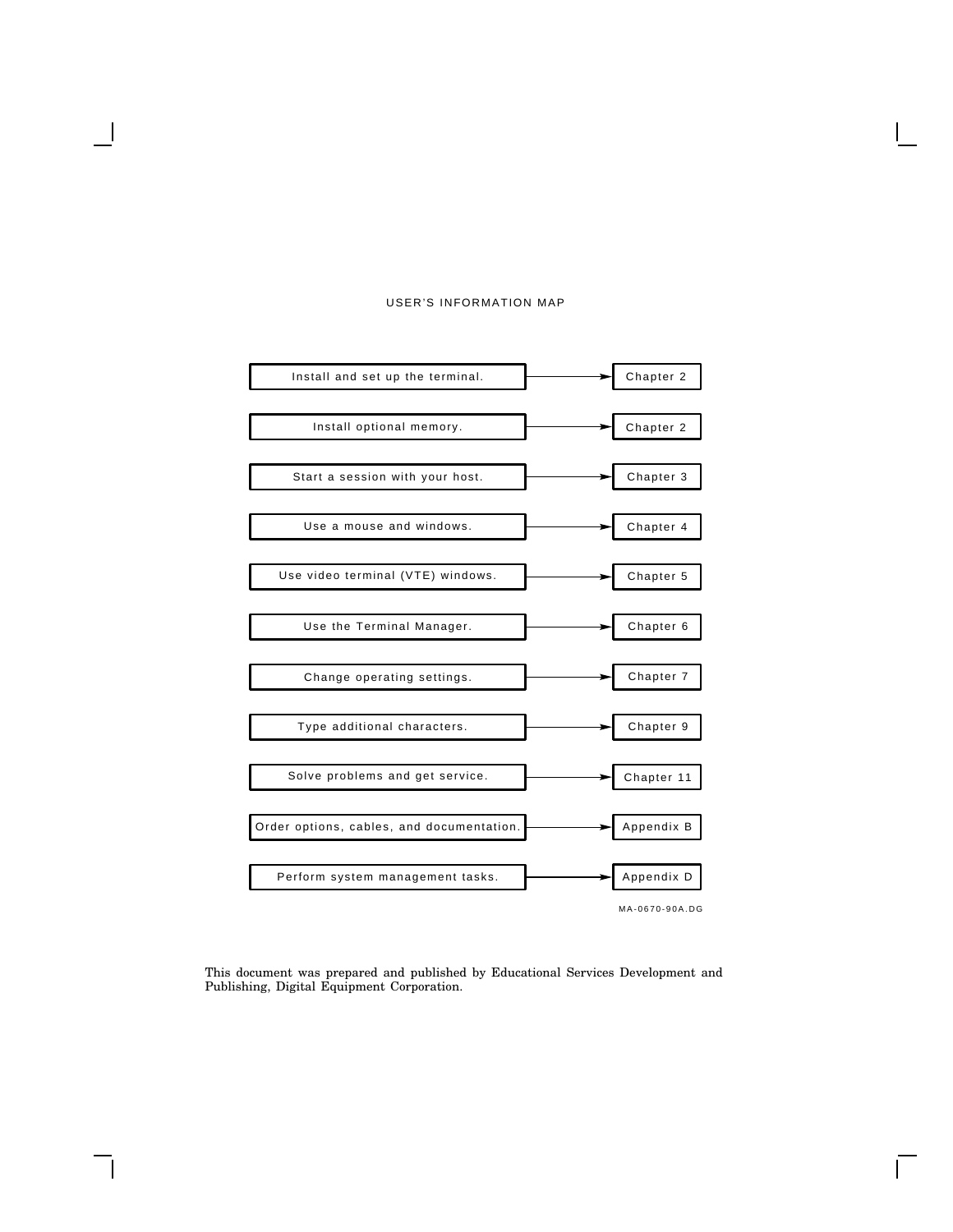USER'S INFORMATION MAP

| Task | Reference |
| --- | --- |
| Install and set up the terminal. | Chapter 2 |
| Install optional memory. | Chapter 2 |
| Start a session with your host. | Chapter 3 |
| Use a mouse and windows. | Chapter 4 |
| Use video terminal (VTE) windows. | Chapter 5 |
| Use the Terminal Manager. | Chapter 6 |
| Change operating settings. | Chapter 7 |
| Type additional characters. | Chapter 9 |
| Solve problems and get service. | Chapter 11 |
| Order options, cables, and documentation. | Appendix B |
| Perform system management tasks. | Appendix D |

MA-0670-90A.DG

This document was prepared and published by Educational Services Development and Publishing, Digital Equipment Corporation.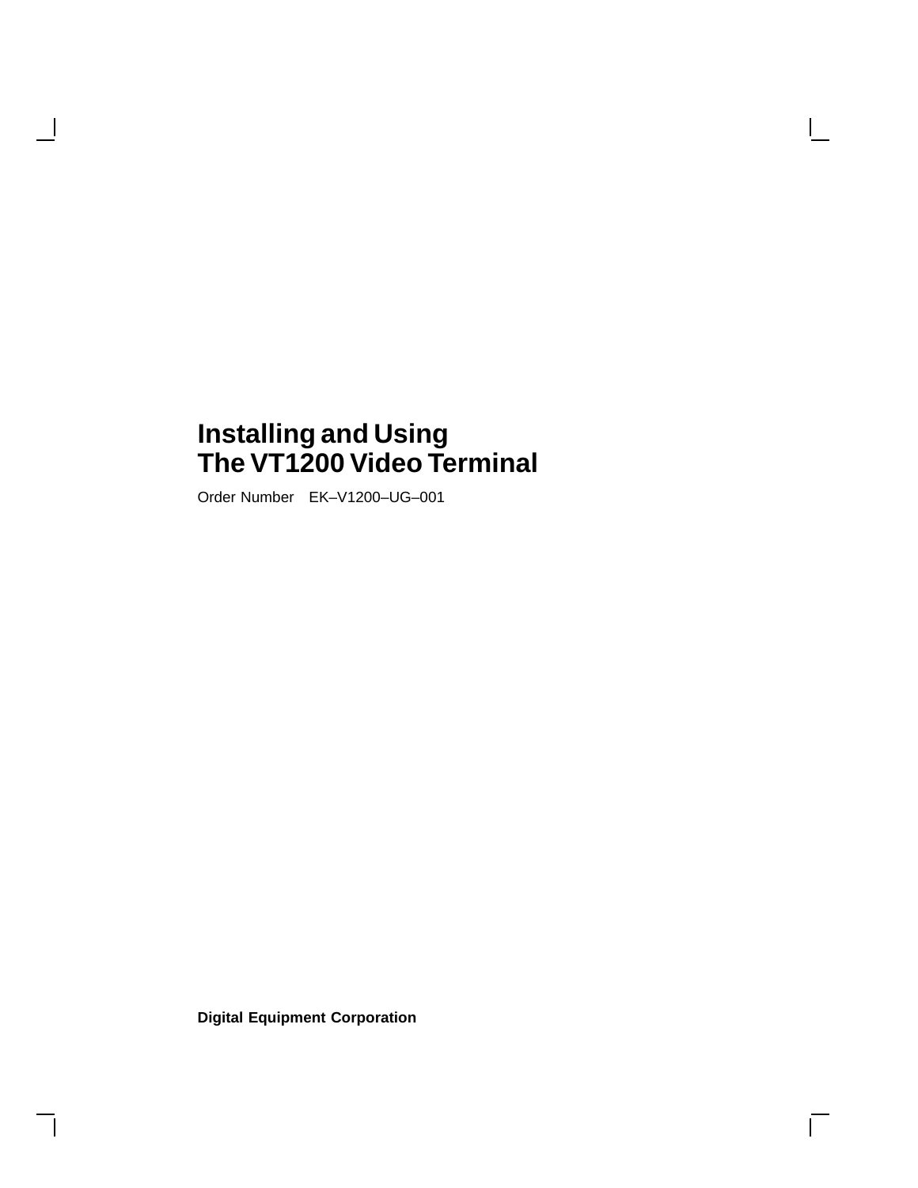# Installing and Using The VT1200 Video Terminal

Order Number EK–V1200–UG–001

**Digital Equipment Corporation**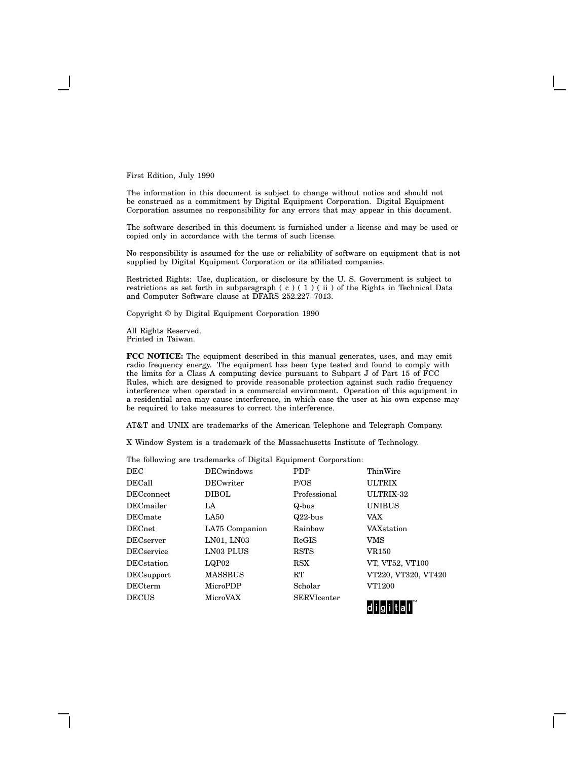First Edition, July 1990

The information in this document is subject to change without notice and should not be construed as a commitment by Digital Equipment Corporation. Digital Equipment Corporation assumes no responsibility for any errors that may appear in this document.

The software described in this document is furnished under a license and may be used or copied only in accordance with the terms of such license.

No responsibility is assumed for the use or reliability of software on equipment that is not supplied by Digital Equipment Corporation or its affiliated companies.

Restricted Rights: Use, duplication, or disclosure by the U. S. Government is subject to restrictions as set forth in subparagraph ( c ) ( 1 ) ( ii ) of the Rights in Technical Data and Computer Software clause at DFARS 252.227–7013.

Copyright © by Digital Equipment Corporation 1990

All Rights Reserved.
Printed in Taiwan.

**FCC NOTICE:** The equipment described in this manual generates, uses, and may emit radio frequency energy. The equipment has been type tested and found to comply with the limits for a Class A computing device pursuant to Subpart J of Part 15 of FCC Rules, which are designed to provide reasonable protection against such radio frequency interference when operated in a commercial environment. Operation of this equipment in a residential area may cause interference, in which case the user at his own expense may be required to take measures to correct the interference.

AT&T and UNIX are trademarks of the American Telephone and Telegraph Company.

X Window System is a trademark of the Massachusetts Institute of Technology.

The following are trademarks of Digital Equipment Corporation:

| | | | |
|---|---|---|---|
| DEC | DECwindows | PDP | ThinWire |
| DECall | DECwriter | P/OS | ULTRIX |
| DECconnect | DIBOL | Professional | ULTRIX-32 |
| DECmailer | LA | Q-bus | UNIBUS |
| DECmate | LA50 | Q22-bus | VAX |
| DECnet | LA75 Companion | Rainbow | VAXstation |
| DECserver | LN01, LN03 | ReGIS | VMS |
| DECservice | LN03 PLUS | RSTS | VR150 |
| DECstation | LQP02 | RSX | VT, VT52, VT100 |
| DECsupport | MASSBUS | RT | VT220, VT320, VT420 |
| DECterm | MicroPDP | Scholar | VT1200 |
| DECUS | MicroVAX | SERVIcenter | digital™ |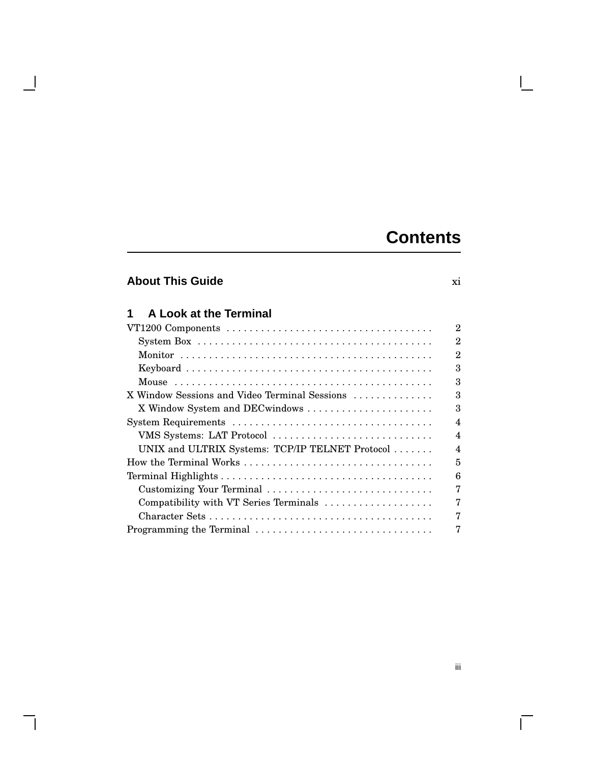# Contents

**About This Guide** xi

## 1 A Look at the Terminal

VT1200 Components . . . . . . . . . . 2
  System Box . . . . . . . . . . 2
  Monitor . . . . . . . . . . 2
  Keyboard . . . . . . . . . . 3
  Mouse . . . . . . . . . . 3
X Window Sessions and Video Terminal Sessions . . . . . . . . . . 3
  X Window System and DECwindows . . . . . . . . . . 3
System Requirements . . . . . . . . . . 4
  VMS Systems: LAT Protocol . . . . . . . . . . 4
  UNIX and ULTRIX Systems: TCP/IP TELNET Protocol . . . . . . . . . . 4
How the Terminal Works . . . . . . . . . . 5
Terminal Highlights . . . . . . . . . . 6
  Customizing Your Terminal . . . . . . . . . . 7
  Compatibility with VT Series Terminals . . . . . . . . . . 7
  Character Sets . . . . . . . . . . 7
Programming the Terminal . . . . . . . . . . 7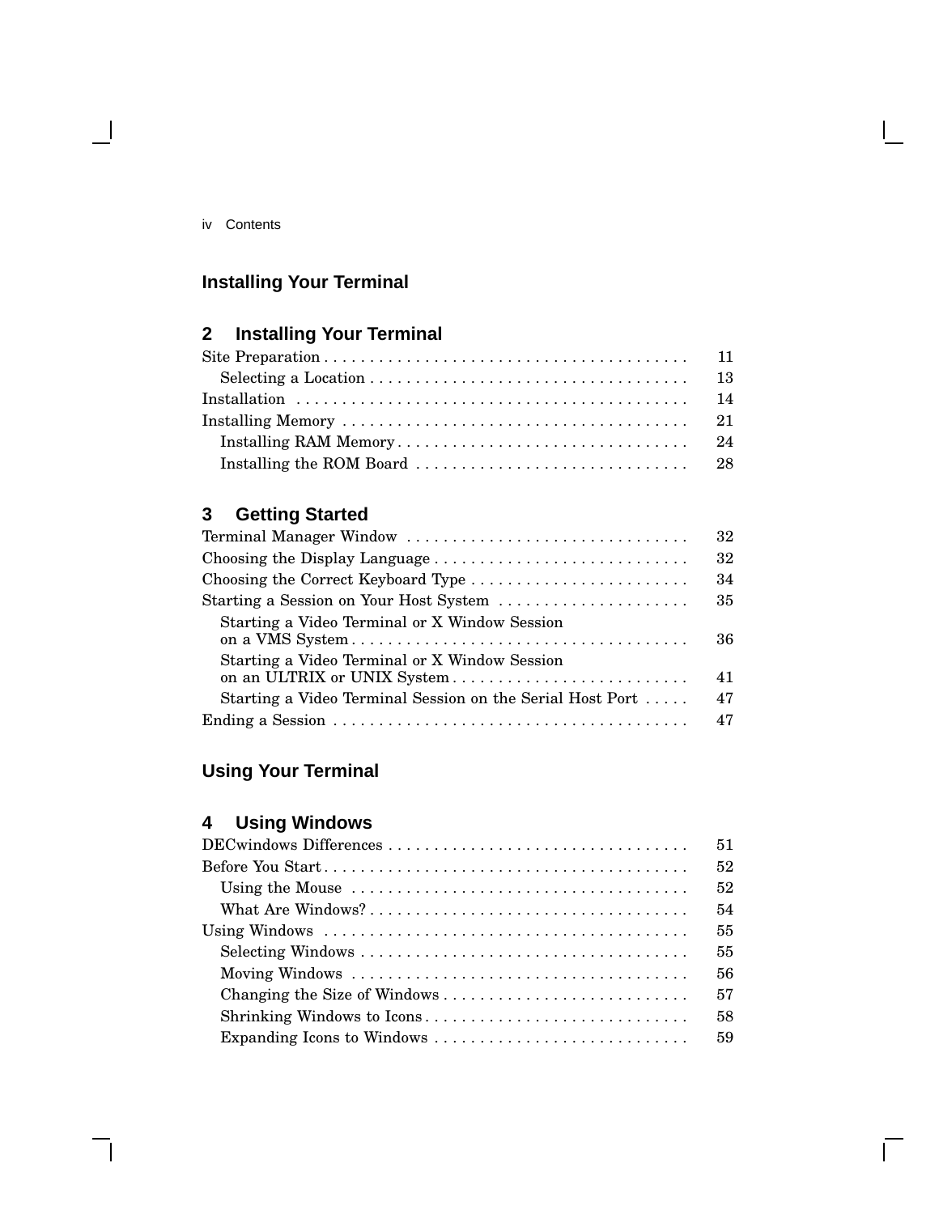# Installing Your Terminal

## 2 Installing Your Terminal

| | |
|---|---|
| Site Preparation | 11 |
| Selecting a Location | 13 |
| Installation | 14 |
| Installing Memory | 21 |
| Installing RAM Memory | 24 |
| Installing the ROM Board | 28 |

## 3 Getting Started

| | |
|---|---|
| Terminal Manager Window | 32 |
| Choosing the Display Language | 32 |
| Choosing the Correct Keyboard Type | 34 |
| Starting a Session on Your Host System | 35 |
| Starting a Video Terminal or X Window Session on a VMS System | 36 |
| Starting a Video Terminal or X Window Session on an ULTRIX or UNIX System | 41 |
| Starting a Video Terminal Session on the Serial Host Port | 47 |
| Ending a Session | 47 |

# Using Your Terminal

## 4 Using Windows

| | |
|---|---|
| DECwindows Differences | 51 |
| Before You Start | 52 |
| Using the Mouse | 52 |
| What Are Windows? | 54 |
| Using Windows | 55 |
| Selecting Windows | 55 |
| Moving Windows | 56 |
| Changing the Size of Windows | 57 |
| Shrinking Windows to Icons | 58 |
| Expanding Icons to Windows | 59 |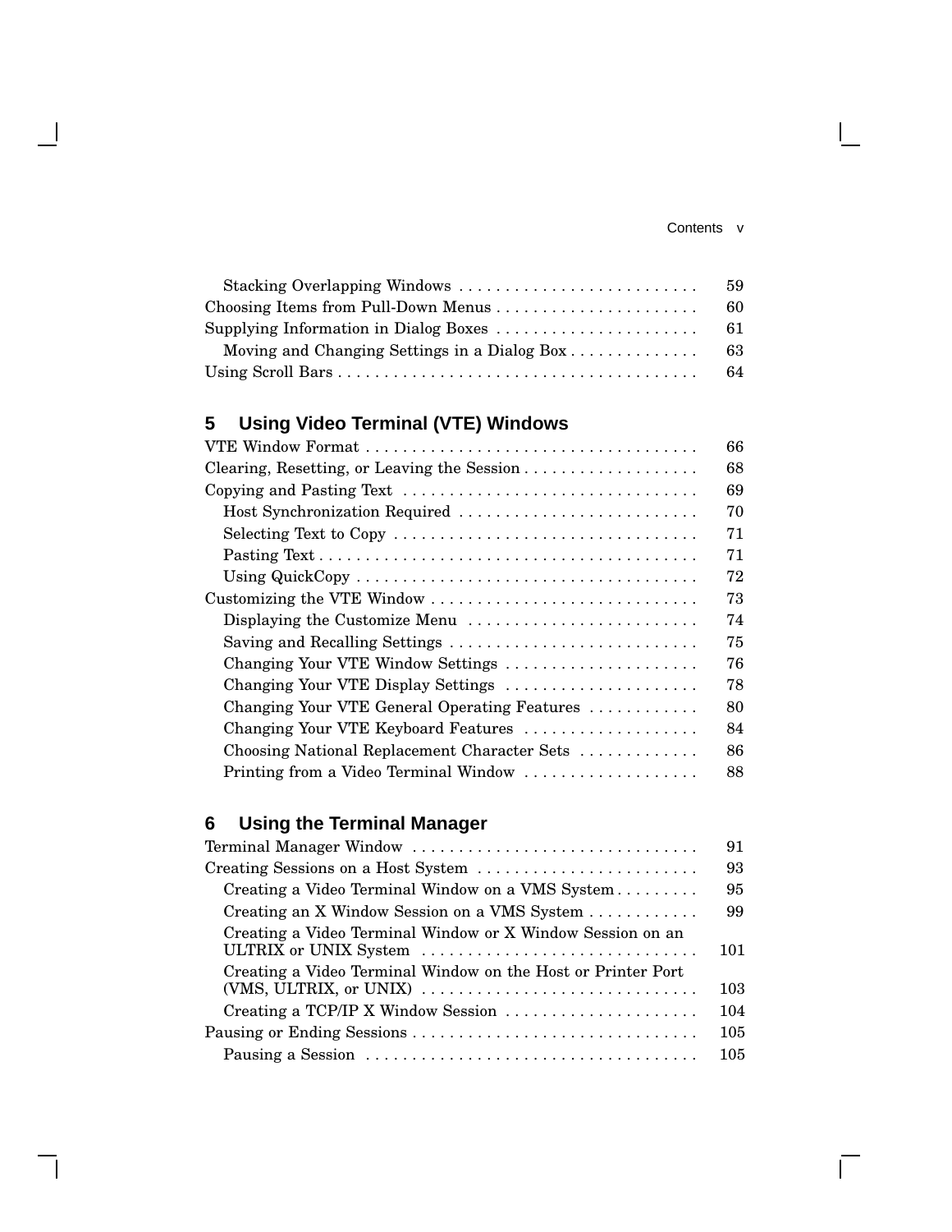| | |
|---|---|
| Stacking Overlapping Windows | 59 |
| Choosing Items from Pull-Down Menus | 60 |
| Supplying Information in Dialog Boxes | 61 |
| Moving and Changing Settings in a Dialog Box | 63 |
| Using Scroll Bars | 64 |

## 5 Using Video Terminal (VTE) Windows

| | |
|---|---|
| VTE Window Format | 66 |
| Clearing, Resetting, or Leaving the Session | 68 |
| Copying and Pasting Text | 69 |
| Host Synchronization Required | 70 |
| Selecting Text to Copy | 71 |
| Pasting Text | 71 |
| Using QuickCopy | 72 |
| Customizing the VTE Window | 73 |
| Displaying the Customize Menu | 74 |
| Saving and Recalling Settings | 75 |
| Changing Your VTE Window Settings | 76 |
| Changing Your VTE Display Settings | 78 |
| Changing Your VTE General Operating Features | 80 |
| Changing Your VTE Keyboard Features | 84 |
| Choosing National Replacement Character Sets | 86 |
| Printing from a Video Terminal Window | 88 |

## 6 Using the Terminal Manager

| | |
|---|---|
| Terminal Manager Window | 91 |
| Creating Sessions on a Host System | 93 |
| Creating a Video Terminal Window on a VMS System | 95 |
| Creating an X Window Session on a VMS System | 99 |
| Creating a Video Terminal Window or X Window Session on an ULTRIX or UNIX System | 101 |
| Creating a Video Terminal Window on the Host or Printer Port (VMS, ULTRIX, or UNIX) | 103 |
| Creating a TCP/IP X Window Session | 104 |
| Pausing or Ending Sessions | 105 |
| Pausing a Session | 105 |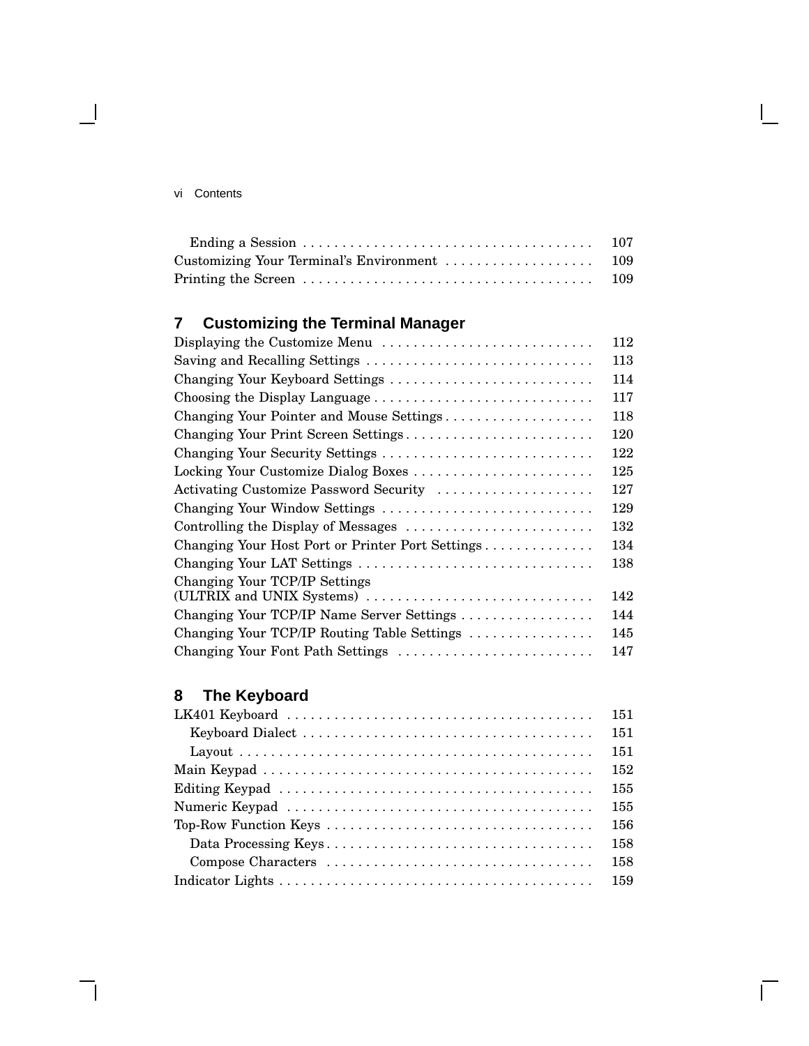Ending a Session . . . . . . . . . . 107
Customizing Your Terminal's Environment . . . . . . . . . . 109
Printing the Screen . . . . . . . . . . 109

## 7 Customizing the Terminal Manager

Displaying the Customize Menu . . . . . . . . . . 112
Saving and Recalling Settings . . . . . . . . . . 113
Changing Your Keyboard Settings . . . . . . . . . . 114
Choosing the Display Language . . . . . . . . . . 117
Changing Your Pointer and Mouse Settings . . . . . . . . . . 118
Changing Your Print Screen Settings . . . . . . . . . . 120
Changing Your Security Settings . . . . . . . . . . 122
Locking Your Customize Dialog Boxes . . . . . . . . . . 125
Activating Customize Password Security . . . . . . . . . . 127
Changing Your Window Settings . . . . . . . . . . 129
Controlling the Display of Messages . . . . . . . . . . 132
Changing Your Host Port or Printer Port Settings . . . . . . . . . . 134
Changing Your LAT Settings . . . . . . . . . . 138
Changing Your TCP/IP Settings (ULTRIX and UNIX Systems) . . . . . . . . . . 142
Changing Your TCP/IP Name Server Settings . . . . . . . . . . 144
Changing Your TCP/IP Routing Table Settings . . . . . . . . . . 145
Changing Your Font Path Settings . . . . . . . . . . 147

## 8 The Keyboard

LK401 Keyboard . . . . . . . . . . 151
Keyboard Dialect . . . . . . . . . . 151
Layout . . . . . . . . . . 151
Main Keypad . . . . . . . . . . 152
Editing Keypad . . . . . . . . . . 155
Numeric Keypad . . . . . . . . . . 155
Top-Row Function Keys . . . . . . . . . . 156
Data Processing Keys . . . . . . . . . . 158
Compose Characters . . . . . . . . . . 158
Indicator Lights . . . . . . . . . . 159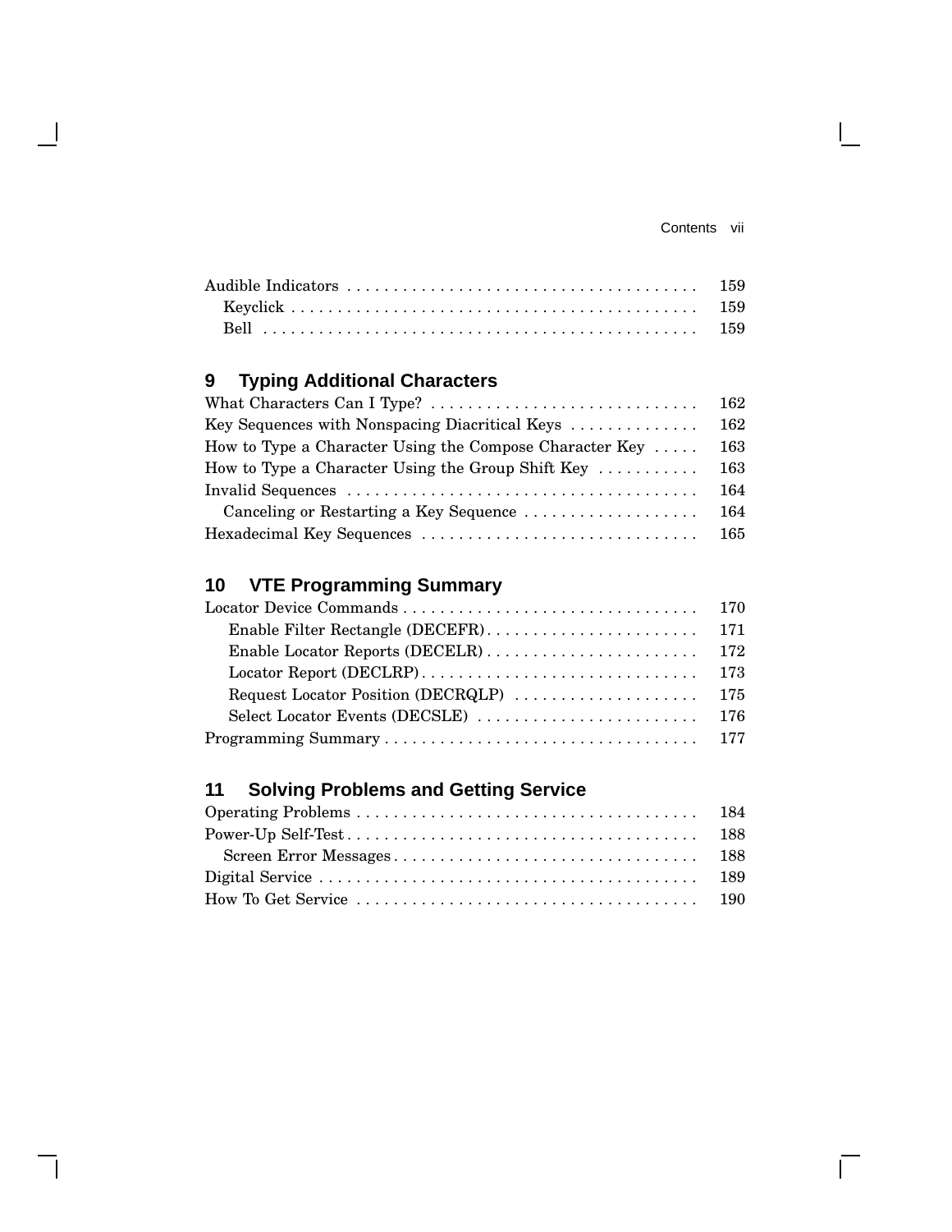| | |
|---|---|
| Audible Indicators | 159 |
| &nbsp;&nbsp;&nbsp;&nbsp;Keyclick | 159 |
| &nbsp;&nbsp;&nbsp;&nbsp;Bell | 159 |

## 9 Typing Additional Characters

| | |
|---|---|
| What Characters Can I Type? | 162 |
| Key Sequences with Nonspacing Diacritical Keys | 162 |
| How to Type a Character Using the Compose Character Key | 163 |
| How to Type a Character Using the Group Shift Key | 163 |
| Invalid Sequences | 164 |
| &nbsp;&nbsp;&nbsp;&nbsp;Canceling or Restarting a Key Sequence | 164 |
| Hexadecimal Key Sequences | 165 |

## 10 VTE Programming Summary

| | |
|---|---|
| Locator Device Commands | 170 |
| &nbsp;&nbsp;&nbsp;&nbsp;Enable Filter Rectangle (DECEFR) | 171 |
| &nbsp;&nbsp;&nbsp;&nbsp;Enable Locator Reports (DECELR) | 172 |
| &nbsp;&nbsp;&nbsp;&nbsp;Locator Report (DECLRP) | 173 |
| &nbsp;&nbsp;&nbsp;&nbsp;Request Locator Position (DECRQLP) | 175 |
| &nbsp;&nbsp;&nbsp;&nbsp;Select Locator Events (DECSLE) | 176 |
| Programming Summary | 177 |

## 11 Solving Problems and Getting Service

| | |
|---|---|
| Operating Problems | 184 |
| Power-Up Self-Test | 188 |
| &nbsp;&nbsp;&nbsp;&nbsp;Screen Error Messages | 188 |
| Digital Service | 189 |
| How To Get Service | 190 |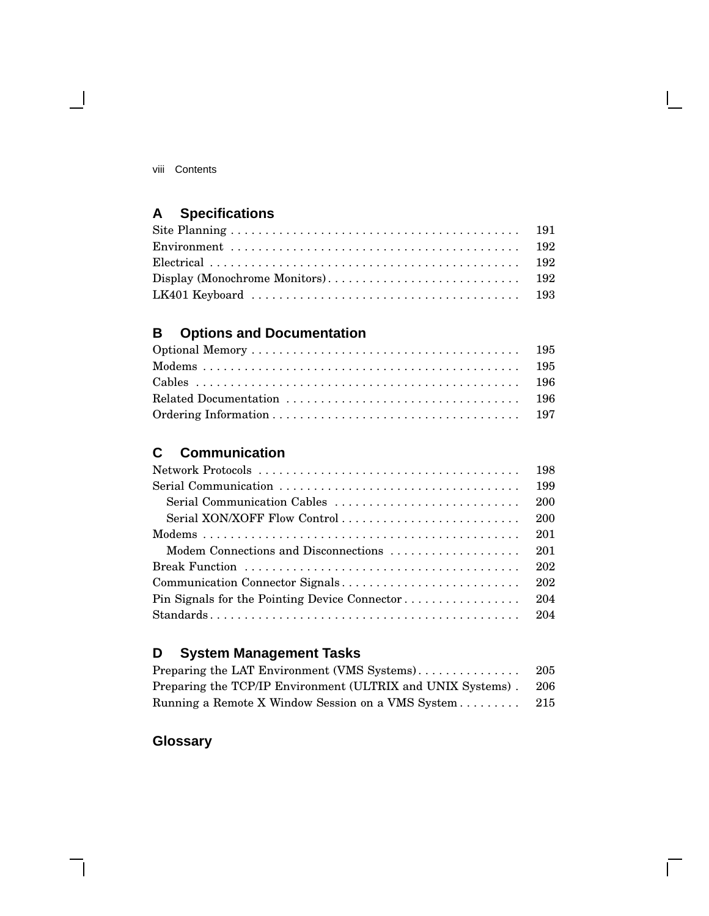## A Specifications

Site Planning .......... 191
Environment .......... 192
Electrical .......... 192
Display (Monochrome Monitors) .......... 192
LK401 Keyboard .......... 193

## B Options and Documentation

Optional Memory .......... 195
Modems .......... 195
Cables .......... 196
Related Documentation .......... 196
Ordering Information .......... 197

## C Communication

Network Protocols .......... 198
Serial Communication .......... 199
  Serial Communication Cables .......... 200
  Serial XON/XOFF Flow Control .......... 200
Modems .......... 201
  Modem Connections and Disconnections .......... 201
Break Function .......... 202
Communication Connector Signals .......... 202
Pin Signals for the Pointing Device Connector .......... 204
Standards .......... 204

## D System Management Tasks

Preparing the LAT Environment (VMS Systems) .......... 205
Preparing the TCP/IP Environment (ULTRIX and UNIX Systems) .......... 206
Running a Remote X Window Session on a VMS System .......... 215

## Glossary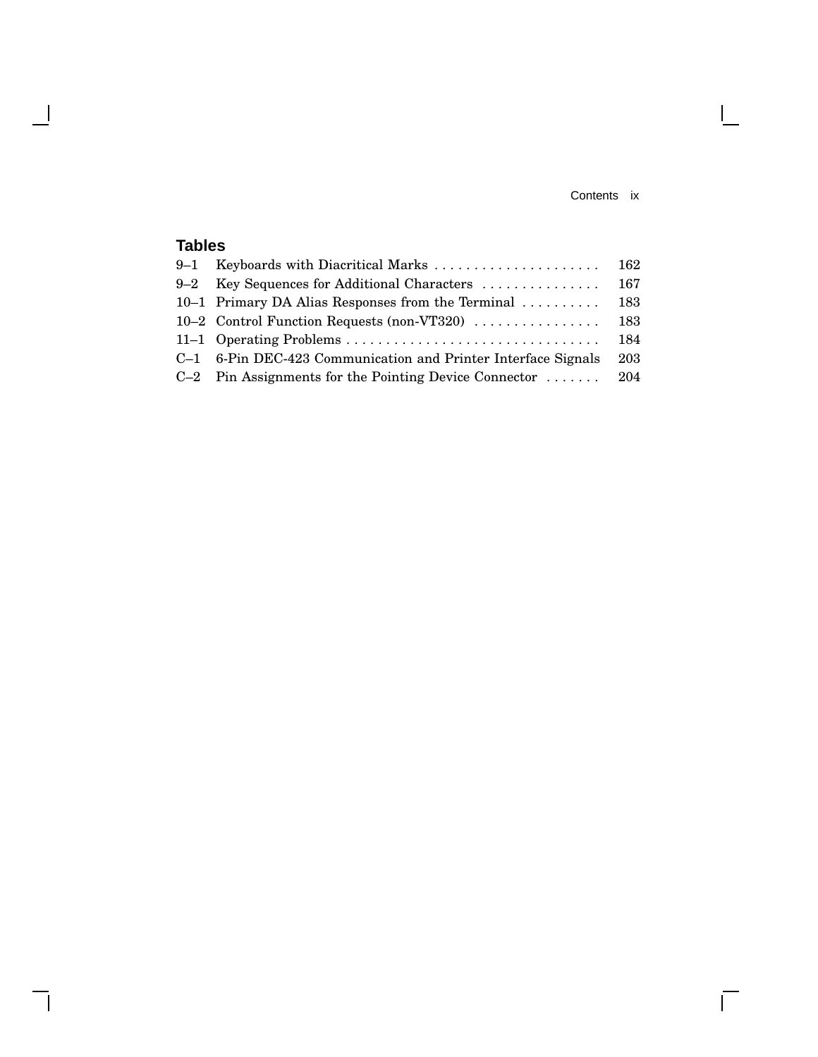## Tables

| | | |
|---|---|---|
| 9–1 | Keyboards with Diacritical Marks | 162 |
| 9–2 | Key Sequences for Additional Characters | 167 |
| 10–1 | Primary DA Alias Responses from the Terminal | 183 |
| 10–2 | Control Function Requests (non-VT320) | 183 |
| 11–1 | Operating Problems | 184 |
| C–1 | 6-Pin DEC-423 Communication and Printer Interface Signals | 203 |
| C–2 | Pin Assignments for the Pointing Device Connector | 204 |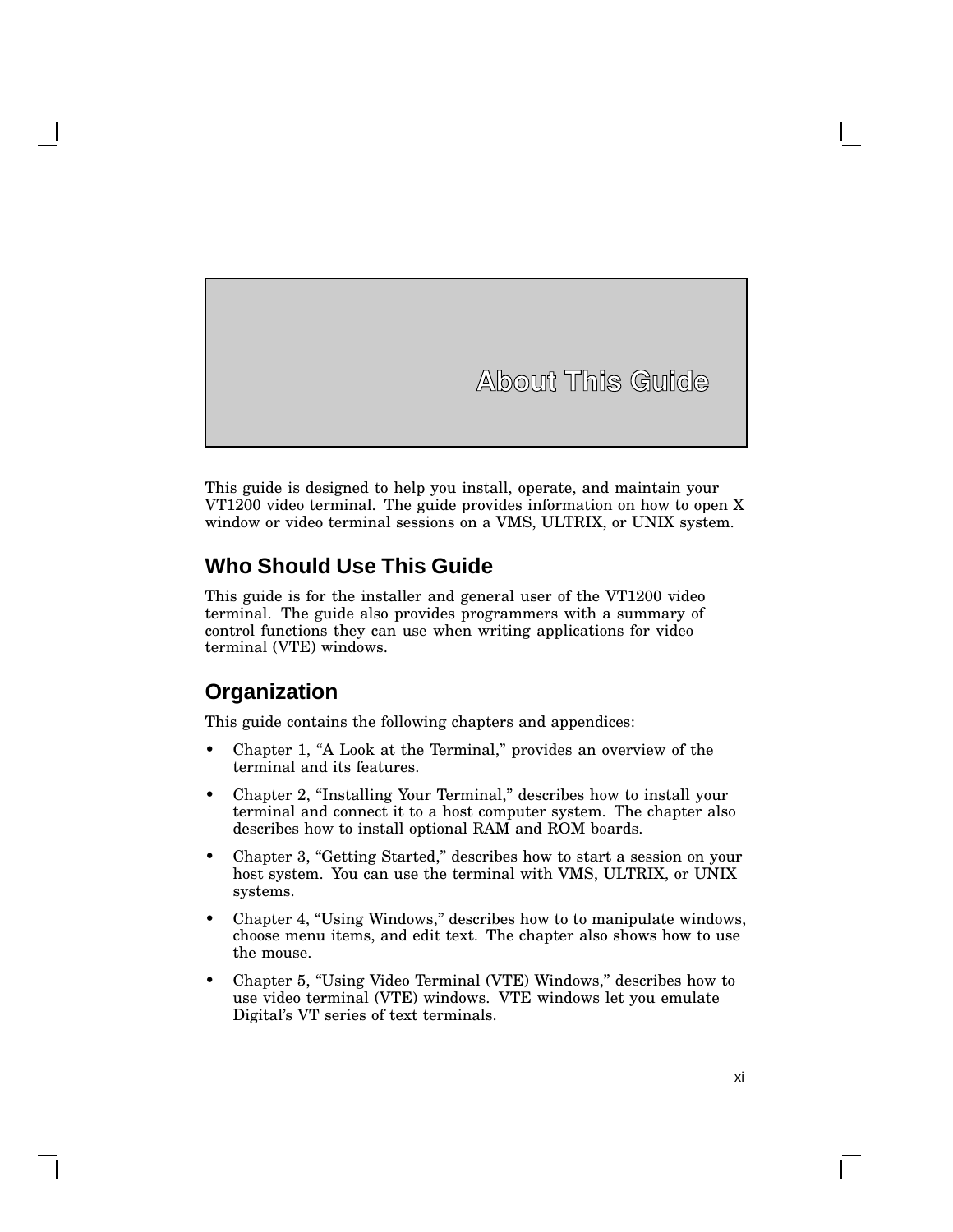# About This Guide

This guide is designed to help you install, operate, and maintain your VT1200 video terminal. The guide provides information on how to open X window or video terminal sessions on a VMS, ULTRIX, or UNIX system.

## Who Should Use This Guide

This guide is for the installer and general user of the VT1200 video terminal. The guide also provides programmers with a summary of control functions they can use when writing applications for video terminal (VTE) windows.

## Organization

This guide contains the following chapters and appendices:

- Chapter 1, “A Look at the Terminal,” provides an overview of the terminal and its features.
- Chapter 2, “Installing Your Terminal,” describes how to install your terminal and connect it to a host computer system. The chapter also describes how to install optional RAM and ROM boards.
- Chapter 3, “Getting Started,” describes how to start a session on your host system. You can use the terminal with VMS, ULTRIX, or UNIX systems.
- Chapter 4, “Using Windows,” describes how to to manipulate windows, choose menu items, and edit text. The chapter also shows how to use the mouse.
- Chapter 5, “Using Video Terminal (VTE) Windows,” describes how to use video terminal (VTE) windows. VTE windows let you emulate Digital’s VT series of text terminals.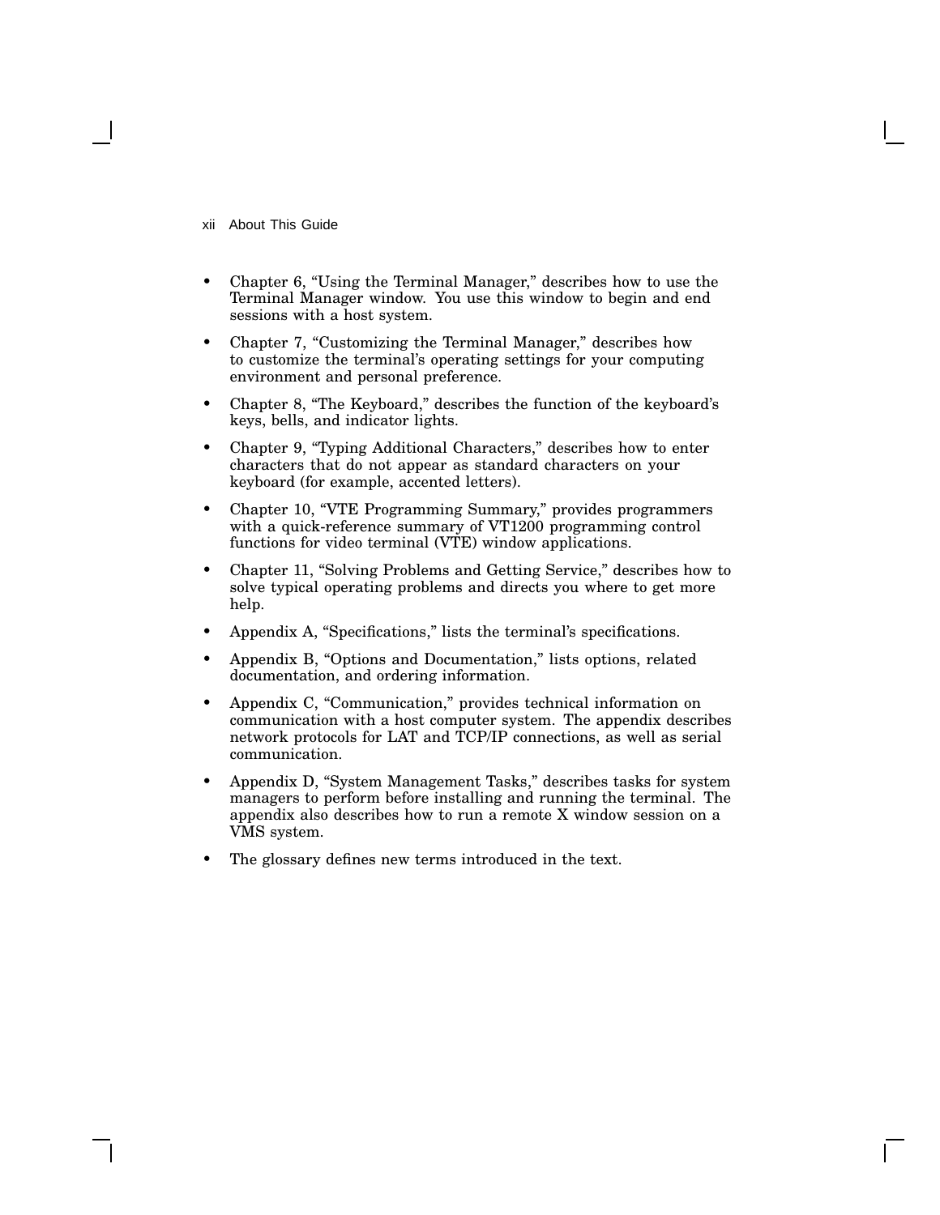- Chapter 6, “Using the Terminal Manager,” describes how to use the Terminal Manager window. You use this window to begin and end sessions with a host system.
- Chapter 7, “Customizing the Terminal Manager,” describes how to customize the terminal’s operating settings for your computing environment and personal preference.
- Chapter 8, “The Keyboard,” describes the function of the keyboard’s keys, bells, and indicator lights.
- Chapter 9, “Typing Additional Characters,” describes how to enter characters that do not appear as standard characters on your keyboard (for example, accented letters).
- Chapter 10, “VTE Programming Summary,” provides programmers with a quick-reference summary of VT1200 programming control functions for video terminal (VTE) window applications.
- Chapter 11, “Solving Problems and Getting Service,” describes how to solve typical operating problems and directs you where to get more help.
- Appendix A, “Specifications,” lists the terminal’s specifications.
- Appendix B, “Options and Documentation,” lists options, related documentation, and ordering information.
- Appendix C, “Communication,” provides technical information on communication with a host computer system. The appendix describes network protocols for LAT and TCP/IP connections, as well as serial communication.
- Appendix D, “System Management Tasks,” describes tasks for system managers to perform before installing and running the terminal. The appendix also describes how to run a remote X window session on a VMS system.
- The glossary defines new terms introduced in the text.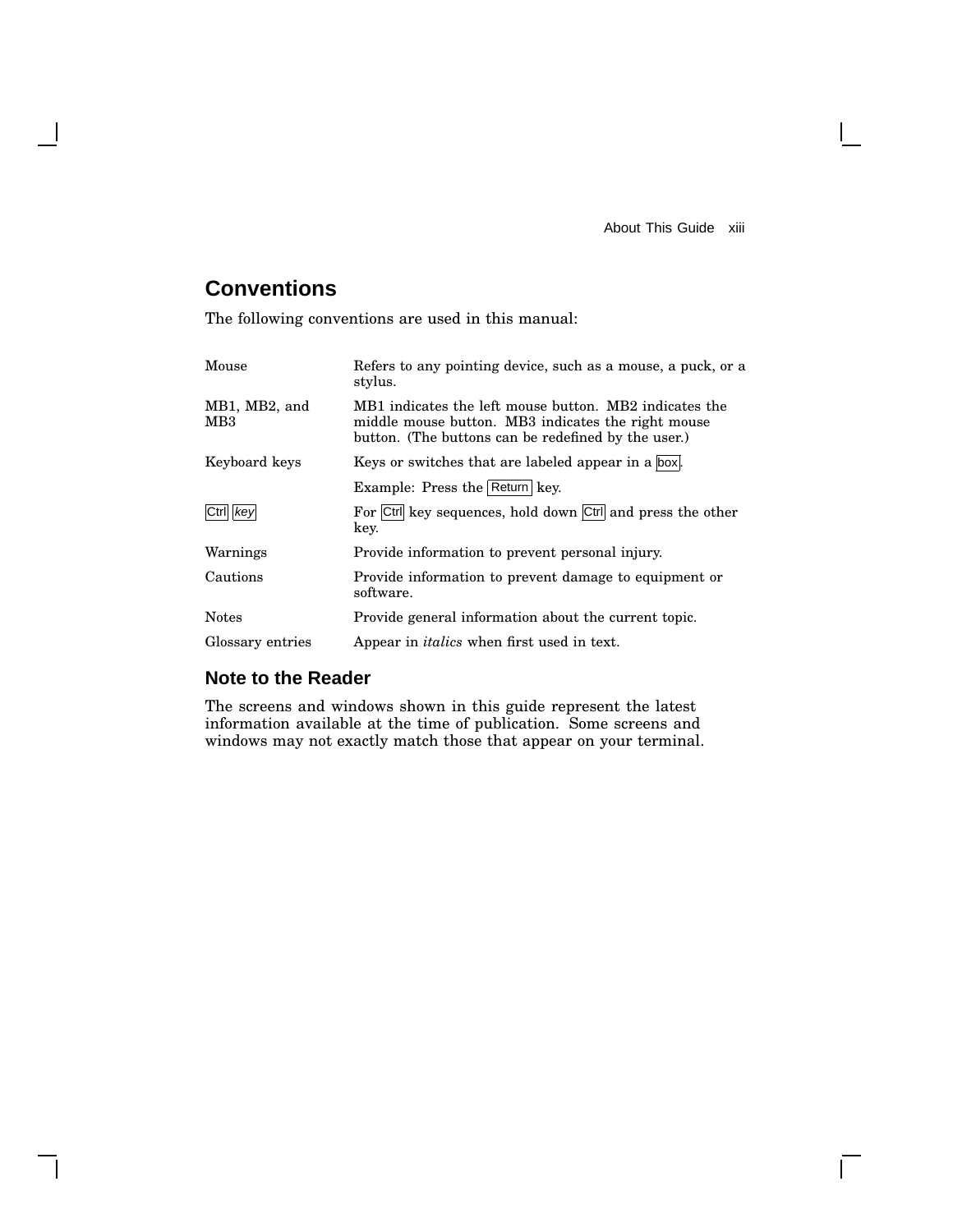## Conventions

The following conventions are used in this manual:

| | |
|---|---|
| Mouse | Refers to any pointing device, such as a mouse, a puck, or a stylus. |
| MB1, MB2, and MB3 | MB1 indicates the left mouse button. MB2 indicates the middle mouse button. MB3 indicates the right mouse button. (The buttons can be redefined by the user.) |
| Keyboard keys | Keys or switches that are labeled appear in a box. |
| | Example: Press the Return key. |
| Ctrl *key* | For Ctrl key sequences, hold down Ctrl and press the other key. |
| Warnings | Provide information to prevent personal injury. |
| Cautions | Provide information to prevent damage to equipment or software. |
| Notes | Provide general information about the current topic. |
| Glossary entries | Appear in *italics* when first used in text. |

### Note to the Reader

The screens and windows shown in this guide represent the latest information available at the time of publication. Some screens and windows may not exactly match those that appear on your terminal.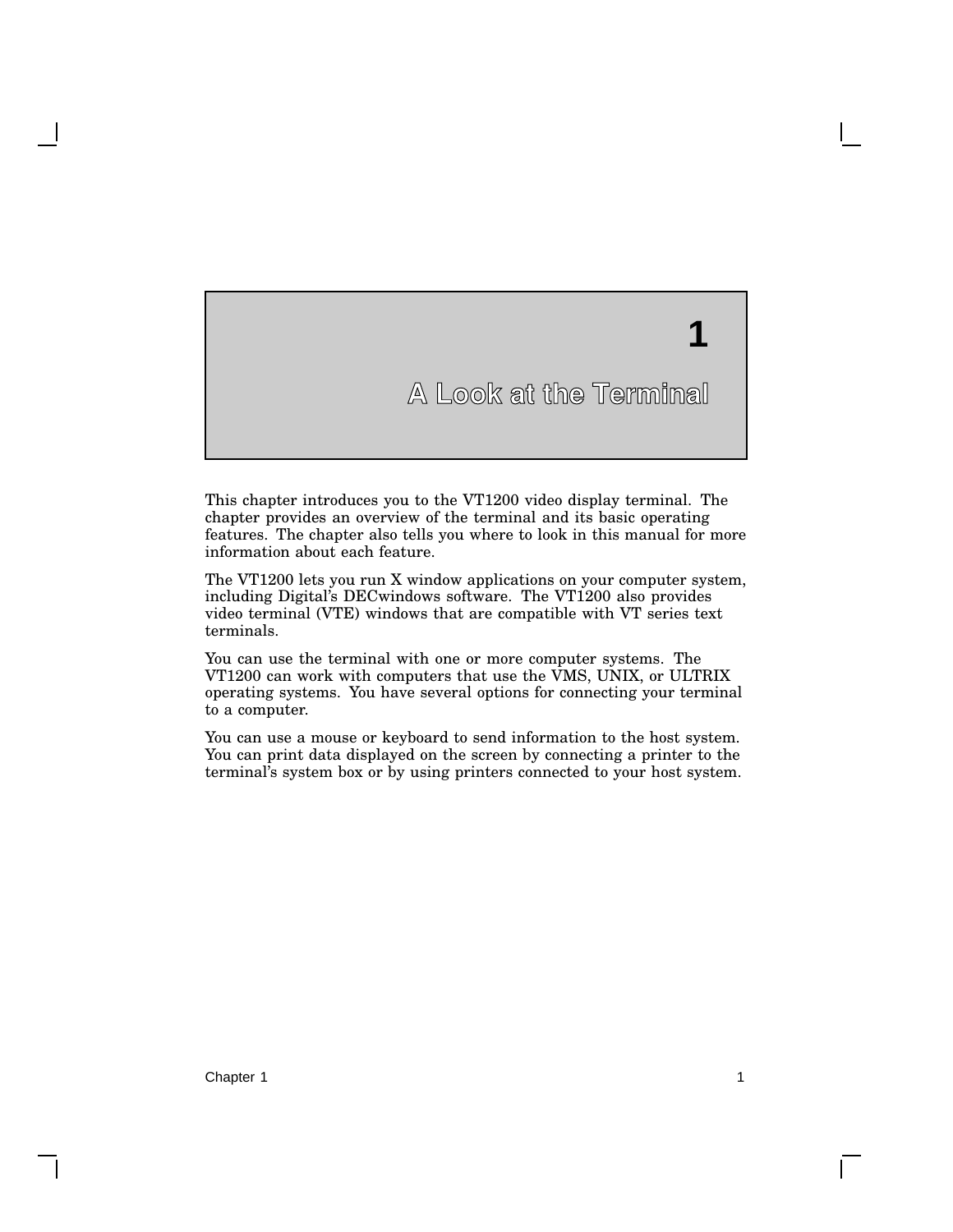# 1 A Look at the Terminal

This chapter introduces you to the VT1200 video display terminal. The chapter provides an overview of the terminal and its basic operating features. The chapter also tells you where to look in this manual for more information about each feature.

The VT1200 lets you run X window applications on your computer system, including Digital's DECwindows software. The VT1200 also provides video terminal (VTE) windows that are compatible with VT series text terminals.

You can use the terminal with one or more computer systems. The VT1200 can work with computers that use the VMS, UNIX, or ULTRIX operating systems. You have several options for connecting your terminal to a computer.

You can use a mouse or keyboard to send information to the host system. You can print data displayed on the screen by connecting a printer to the terminal's system box or by using printers connected to your host system.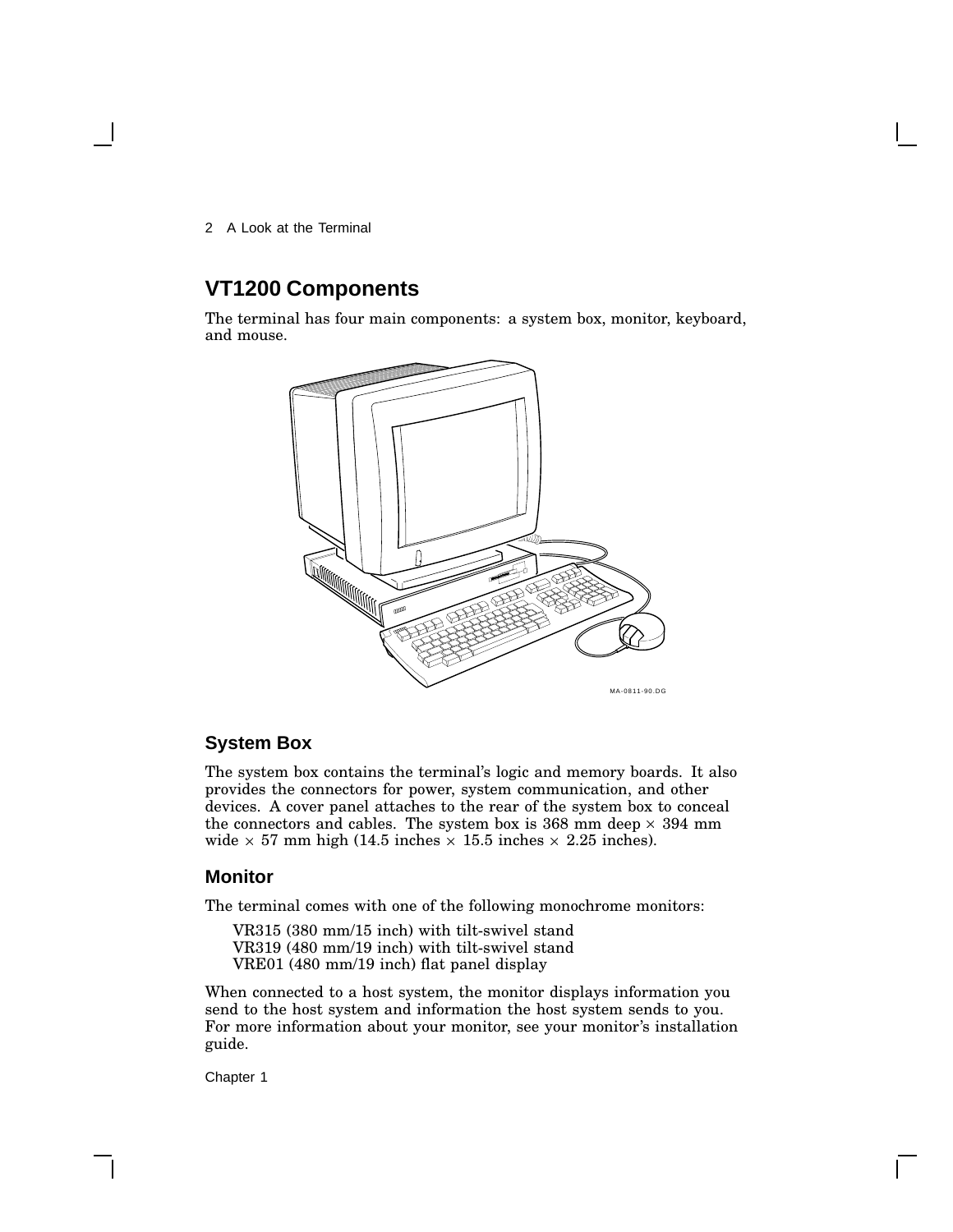## VT1200 Components

The terminal has four main components: a system box, monitor, keyboard, and mouse.

MA-0811-90.DG

### System Box

The system box contains the terminal's logic and memory boards. It also provides the connectors for power, system communication, and other devices. A cover panel attaches to the rear of the system box to conceal the connectors and cables. The system box is 368 mm deep × 394 mm wide × 57 mm high (14.5 inches × 15.5 inches × 2.25 inches).

### Monitor

The terminal comes with one of the following monochrome monitors:

VR315 (380 mm/15 inch) with tilt-swivel stand
VR319 (480 mm/19 inch) with tilt-swivel stand
VRE01 (480 mm/19 inch) flat panel display

When connected to a host system, the monitor displays information you send to the host system and information the host system sends to you. For more information about your monitor, see your monitor's installation guide.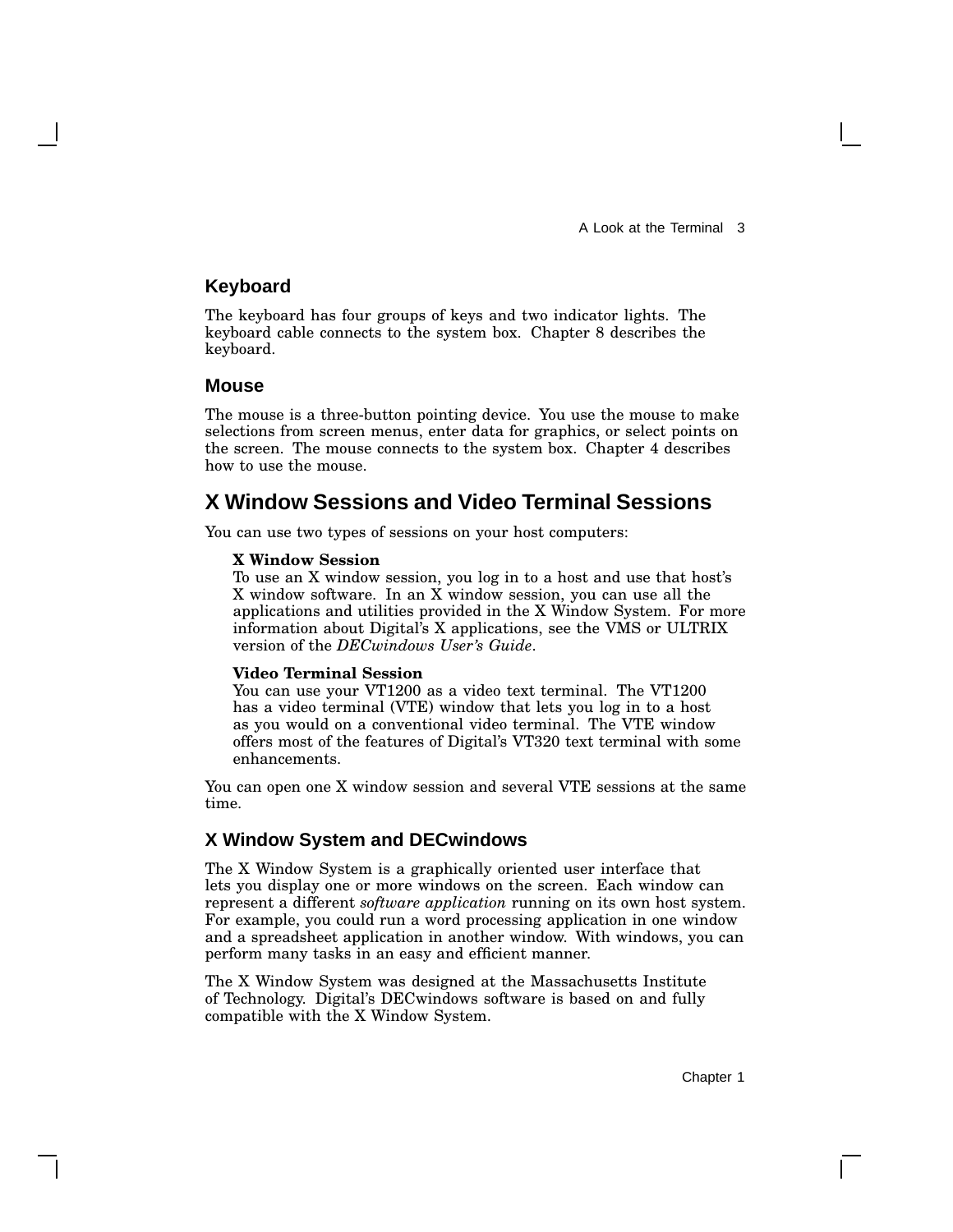### Keyboard

The keyboard has four groups of keys and two indicator lights. The keyboard cable connects to the system box. Chapter 8 describes the keyboard.

### Mouse

The mouse is a three-button pointing device. You use the mouse to make selections from screen menus, enter data for graphics, or select points on the screen. The mouse connects to the system box. Chapter 4 describes how to use the mouse.

## X Window Sessions and Video Terminal Sessions

You can use two types of sessions on your host computers:

**X Window Session**
To use an X window session, you log in to a host and use that host's X window software. In an X window session, you can use all the applications and utilities provided in the X Window System. For more information about Digital's X applications, see the VMS or ULTRIX version of the *DECwindows User's Guide*.

**Video Terminal Session**
You can use your VT1200 as a video text terminal. The VT1200 has a video terminal (VTE) window that lets you log in to a host as you would on a conventional video terminal. The VTE window offers most of the features of Digital's VT320 text terminal with some enhancements.

You can open one X window session and several VTE sessions at the same time.

### X Window System and DECwindows

The X Window System is a graphically oriented user interface that lets you display one or more windows on the screen. Each window can represent a different *software application* running on its own host system. For example, you could run a word processing application in one window and a spreadsheet application in another window. With windows, you can perform many tasks in an easy and efficient manner.

The X Window System was designed at the Massachusetts Institute of Technology. Digital's DECwindows software is based on and fully compatible with the X Window System.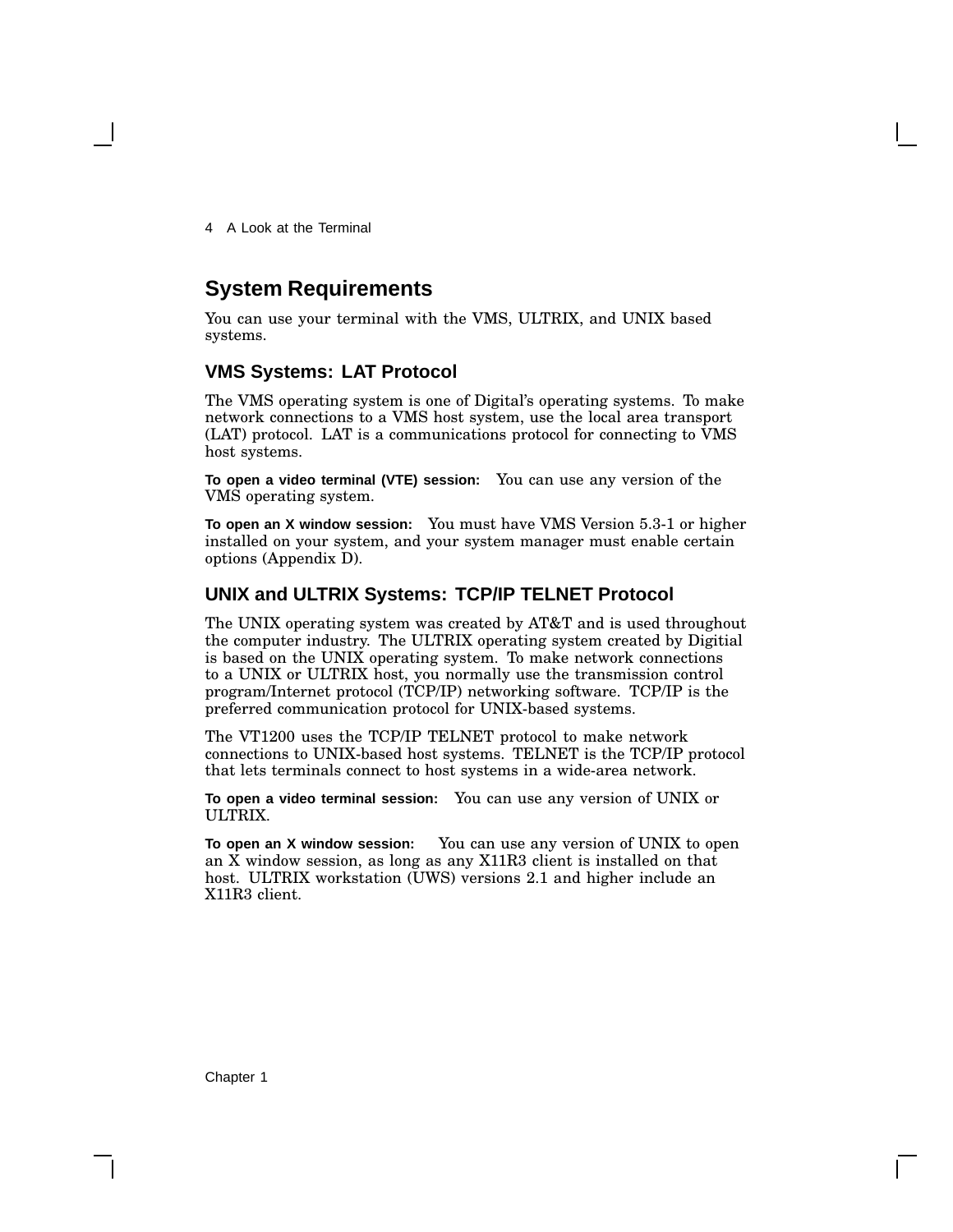## System Requirements

You can use your terminal with the VMS, ULTRIX, and UNIX based systems.

### VMS Systems: LAT Protocol

The VMS operating system is one of Digital's operating systems. To make network connections to a VMS host system, use the local area transport (LAT) protocol. LAT is a communications protocol for connecting to VMS host systems.

**To open a video terminal (VTE) session:** You can use any version of the VMS operating system.

**To open an X window session:** You must have VMS Version 5.3-1 or higher installed on your system, and your system manager must enable certain options (Appendix D).

### UNIX and ULTRIX Systems: TCP/IP TELNET Protocol

The UNIX operating system was created by AT&T and is used throughout the computer industry. The ULTRIX operating system created by Digitial is based on the UNIX operating system. To make network connections to a UNIX or ULTRIX host, you normally use the transmission control program/Internet protocol (TCP/IP) networking software. TCP/IP is the preferred communication protocol for UNIX-based systems.

The VT1200 uses the TCP/IP TELNET protocol to make network connections to UNIX-based host systems. TELNET is the TCP/IP protocol that lets terminals connect to host systems in a wide-area network.

**To open a video terminal session:** You can use any version of UNIX or ULTRIX.

**To open an X window session:** You can use any version of UNIX to open an X window session, as long as any X11R3 client is installed on that host. ULTRIX workstation (UWS) versions 2.1 and higher include an X11R3 client.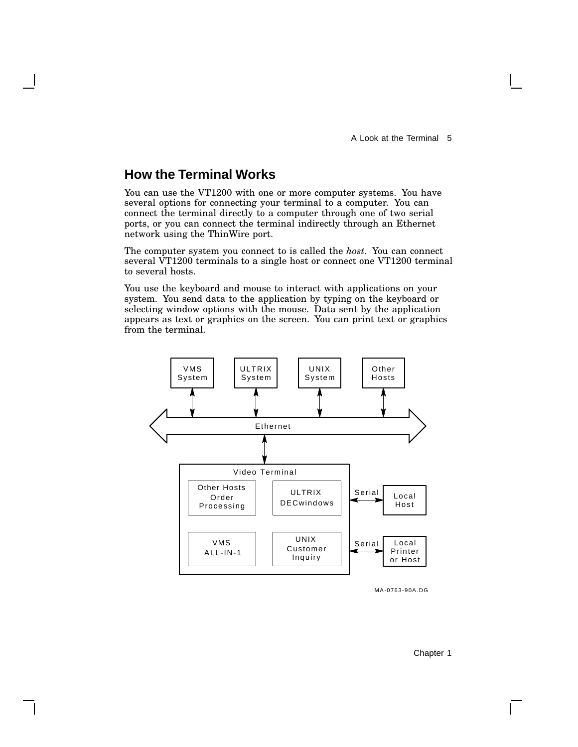## How the Terminal Works

You can use the VT1200 with one or more computer systems. You have several options for connecting your terminal to a computer. You can connect the terminal directly to a computer through one of two serial ports, or you can connect the terminal indirectly through an Ethernet network using the ThinWire port.

The computer system you connect to is called the *host*. You can connect several VT1200 terminals to a single host or connect one VT1200 terminal to several hosts.

You use the keyboard and mouse to interact with applications on your system. You send data to the application by typing on the keyboard or selecting window options with the mouse. Data sent by the application appears as text or graphics on the screen. You can print text or graphics from the terminal.

VMS System | ULTRIX System | UNIX System | Other Hosts

Ethernet

Video Terminal: Other Hosts Order Processing | ULTRIX DECwindows | VMS ALL-IN-1 | UNIX Customer Inquiry

Serial — Local Host

Serial — Local Printer or Host

MA-0763-90A.DG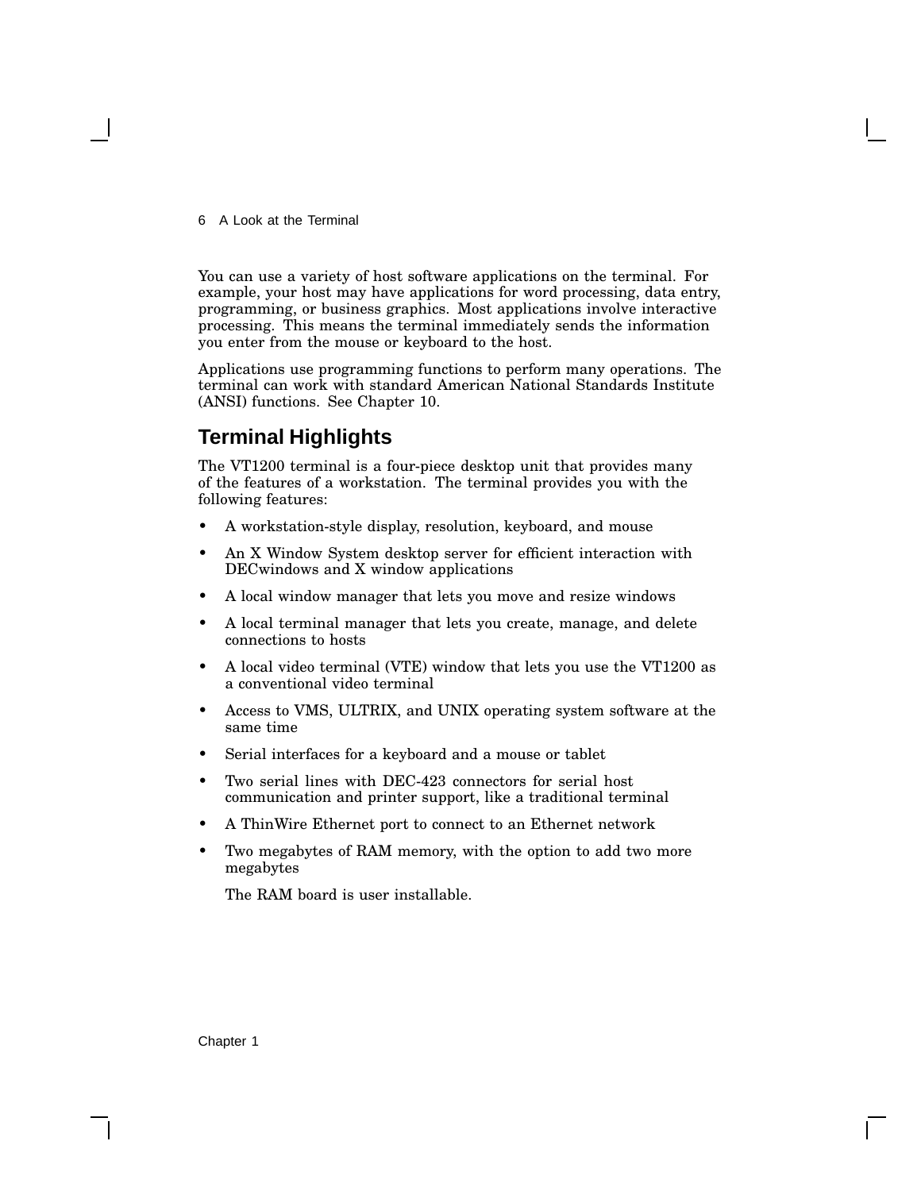You can use a variety of host software applications on the terminal. For example, your host may have applications for word processing, data entry, programming, or business graphics. Most applications involve interactive processing. This means the terminal immediately sends the information you enter from the mouse or keyboard to the host.

Applications use programming functions to perform many operations. The terminal can work with standard American National Standards Institute (ANSI) functions. See Chapter 10.

## Terminal Highlights

The VT1200 terminal is a four-piece desktop unit that provides many of the features of a workstation. The terminal provides you with the following features:

- A workstation-style display, resolution, keyboard, and mouse
- An X Window System desktop server for efficient interaction with DECwindows and X window applications
- A local window manager that lets you move and resize windows
- A local terminal manager that lets you create, manage, and delete connections to hosts
- A local video terminal (VTE) window that lets you use the VT1200 as a conventional video terminal
- Access to VMS, ULTRIX, and UNIX operating system software at the same time
- Serial interfaces for a keyboard and a mouse or tablet
- Two serial lines with DEC-423 connectors for serial host communication and printer support, like a traditional terminal
- A ThinWire Ethernet port to connect to an Ethernet network
- Two megabytes of RAM memory, with the option to add two more megabytes

  The RAM board is user installable.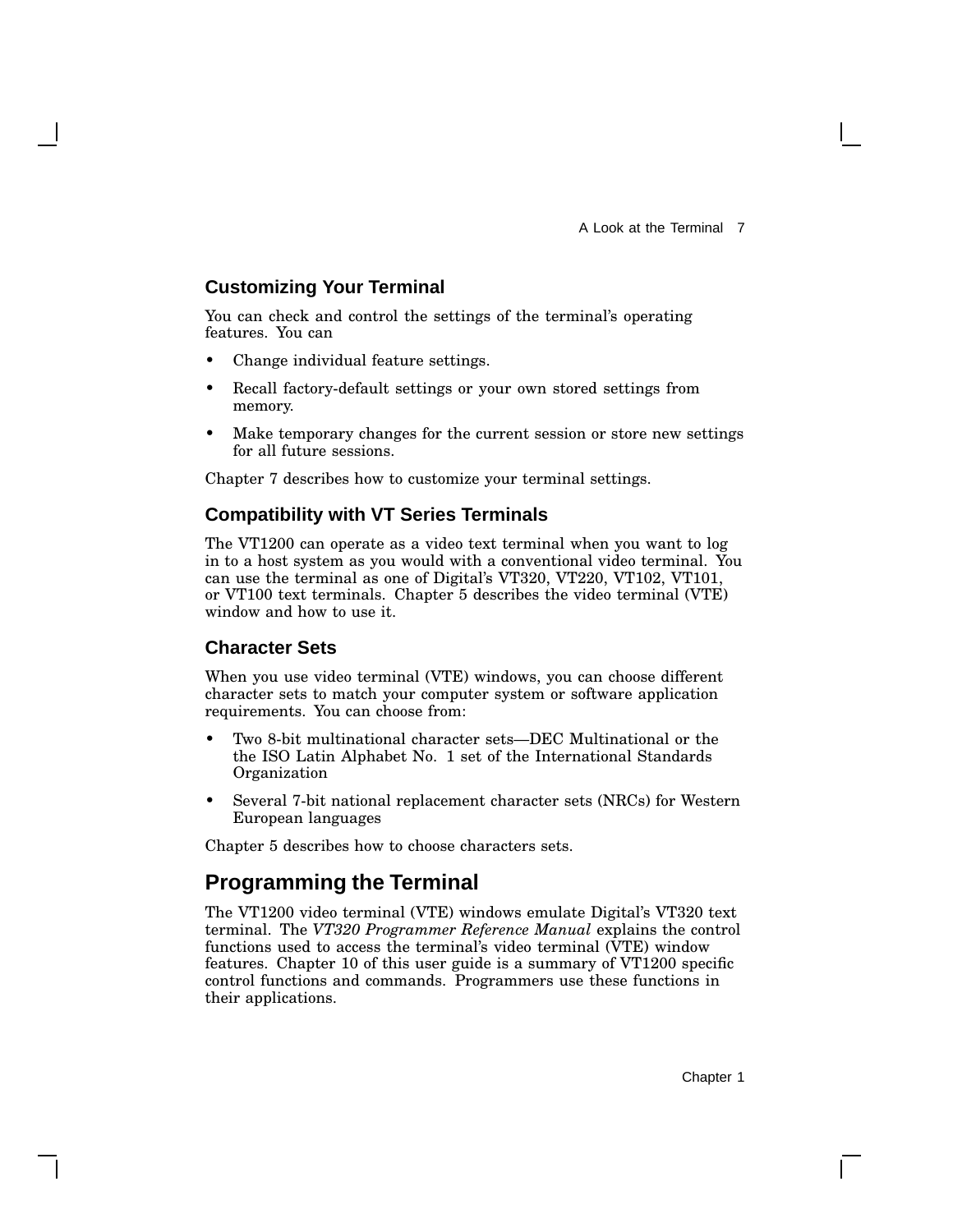### Customizing Your Terminal

You can check and control the settings of the terminal's operating features. You can

- Change individual feature settings.
- Recall factory-default settings or your own stored settings from memory.
- Make temporary changes for the current session or store new settings for all future sessions.

Chapter 7 describes how to customize your terminal settings.

### Compatibility with VT Series Terminals

The VT1200 can operate as a video text terminal when you want to log in to a host system as you would with a conventional video terminal. You can use the terminal as one of Digital's VT320, VT220, VT102, VT101, or VT100 text terminals. Chapter 5 describes the video terminal (VTE) window and how to use it.

### Character Sets

When you use video terminal (VTE) windows, you can choose different character sets to match your computer system or software application requirements. You can choose from:

- Two 8-bit multinational character sets—DEC Multinational or the the ISO Latin Alphabet No. 1 set of the International Standards Organization
- Several 7-bit national replacement character sets (NRCs) for Western European languages

Chapter 5 describes how to choose characters sets.

## Programming the Terminal

The VT1200 video terminal (VTE) windows emulate Digital's VT320 text terminal. The *VT320 Programmer Reference Manual* explains the control functions used to access the terminal's video terminal (VTE) window features. Chapter 10 of this user guide is a summary of VT1200 specific control functions and commands. Programmers use these functions in their applications.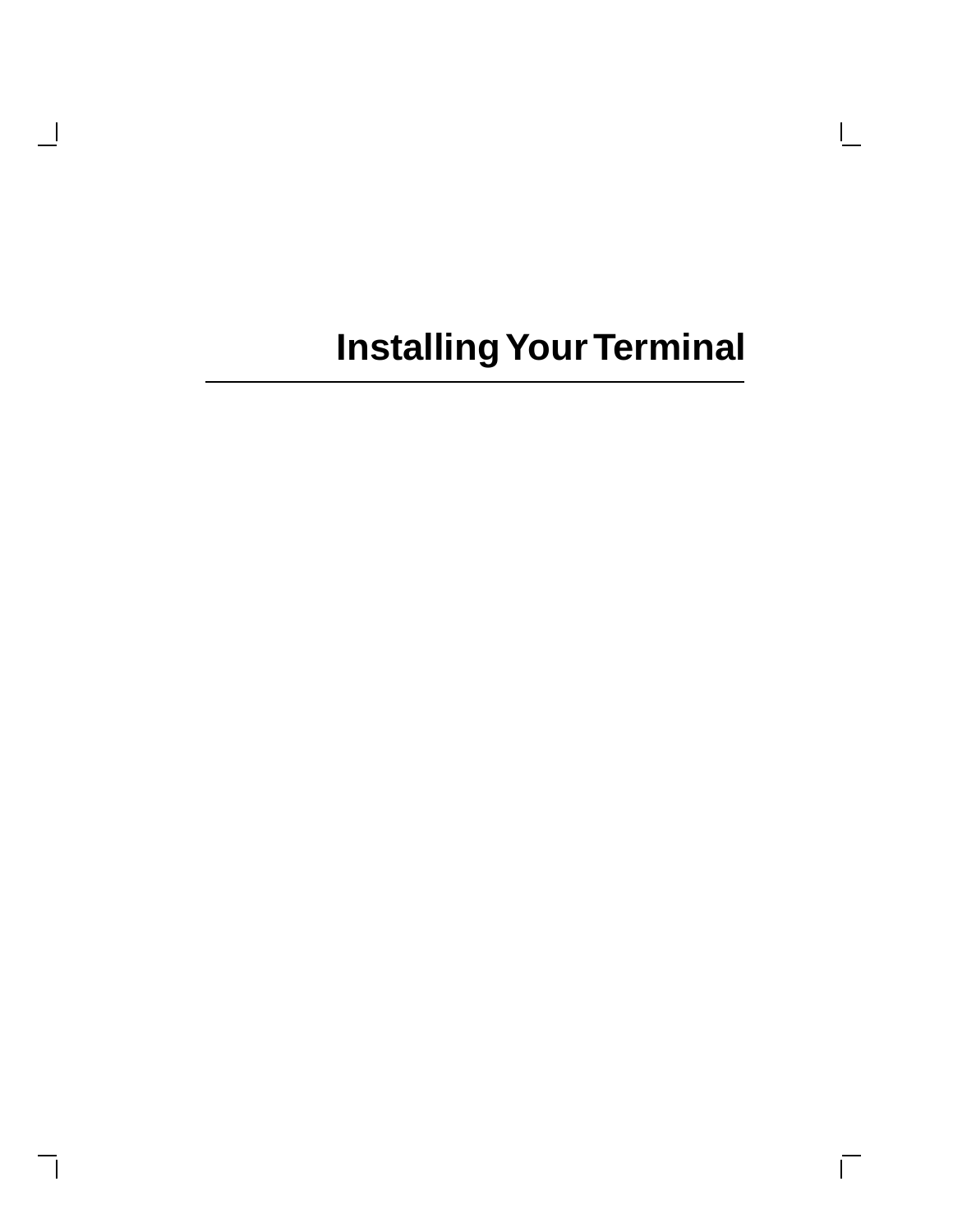# Installing Your Terminal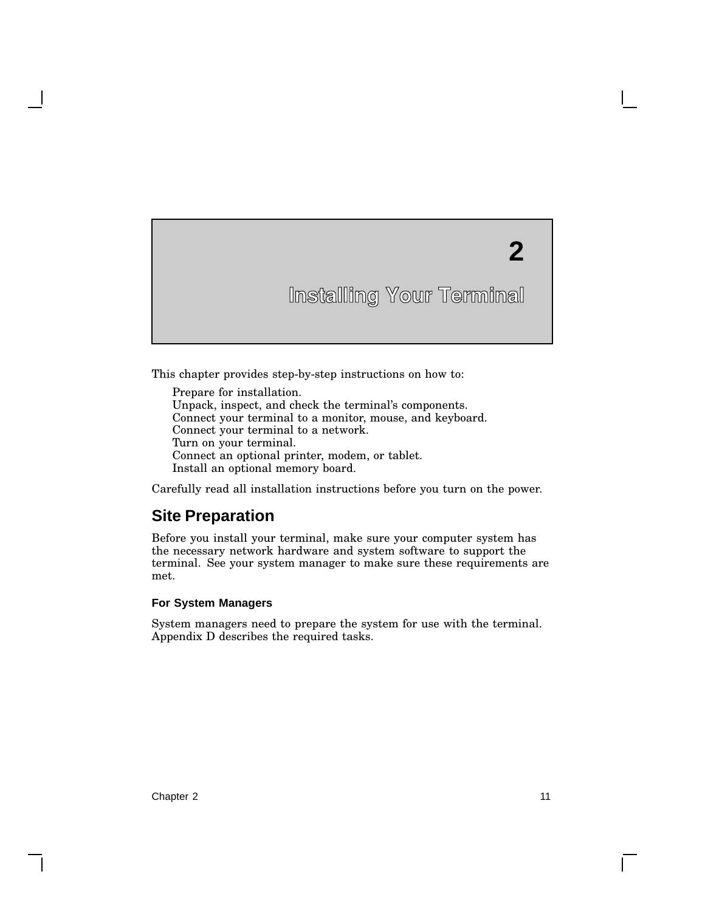# 2

# Installing Your Terminal

This chapter provides step-by-step instructions on how to:

- Prepare for installation.
- Unpack, inspect, and check the terminal's components.
- Connect your terminal to a monitor, mouse, and keyboard.
- Connect your terminal to a network.
- Turn on your terminal.
- Connect an optional printer, modem, or tablet.
- Install an optional memory board.

Carefully read all installation instructions before you turn on the power.

## Site Preparation

Before you install your terminal, make sure your computer system has the necessary network hardware and system software to support the terminal. See your system manager to make sure these requirements are met.

### For System Managers

System managers need to prepare the system for use with the terminal. Appendix D describes the required tasks.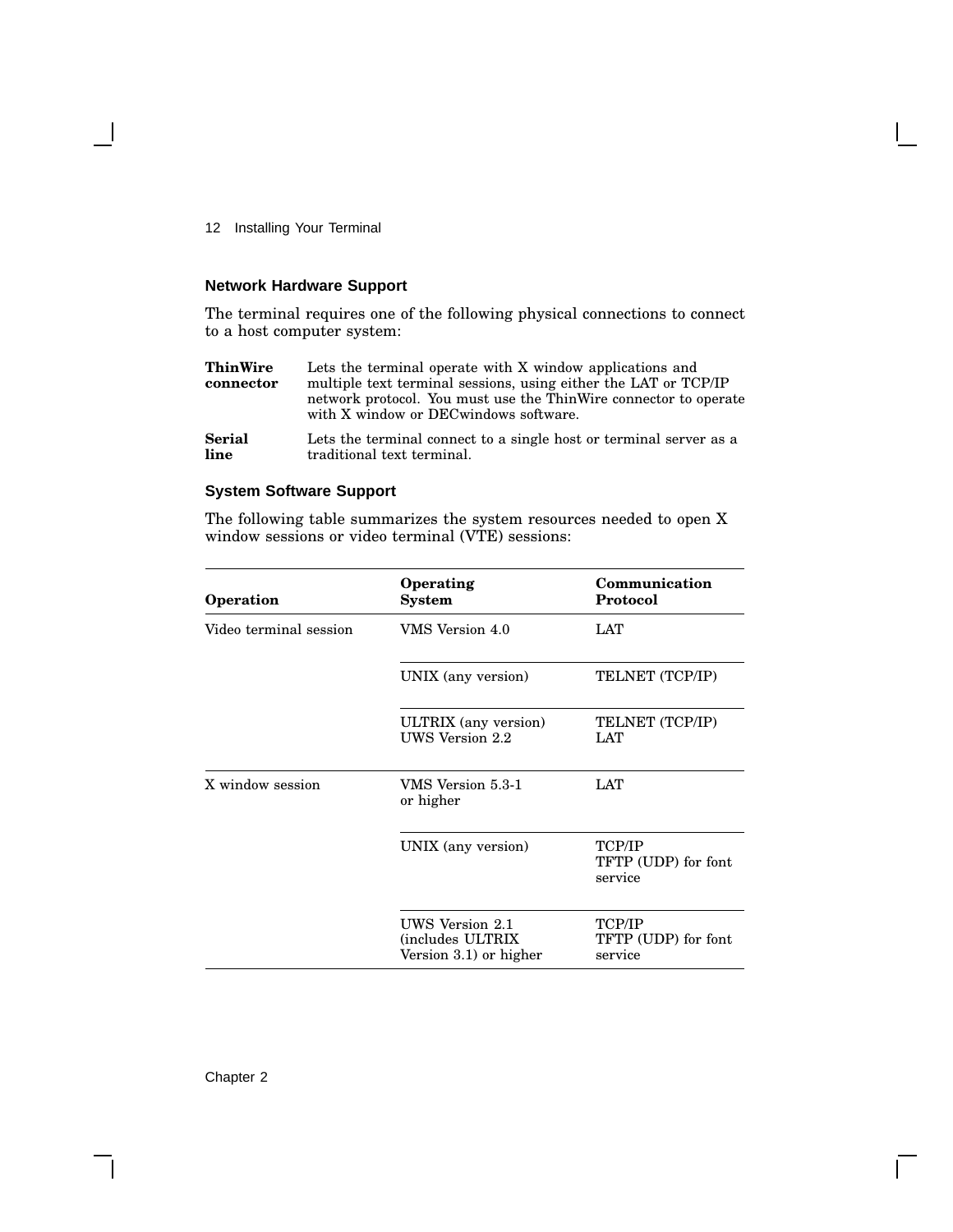### Network Hardware Support

The terminal requires one of the following physical connections to connect to a host computer system:

**ThinWire connector** Lets the terminal operate with X window applications and multiple text terminal sessions, using either the LAT or TCP/IP network protocol. You must use the ThinWire connector to operate with X window or DECwindows software.

**Serial line** Lets the terminal connect to a single host or terminal server as a traditional text terminal.

### System Software Support

The following table summarizes the system resources needed to open X window sessions or video terminal (VTE) sessions:

| Operation | Operating System | Communication Protocol |
|---|---|---|
| Video terminal session | VMS Version 4.0 | LAT |
| | UNIX (any version) | TELNET (TCP/IP) |
| | ULTRIX (any version)<br>UWS Version 2.2 | TELNET (TCP/IP)<br>LAT |
| X window session | VMS Version 5.3-1 or higher | LAT |
| | UNIX (any version) | TCP/IP<br>TFTP (UDP) for font service |
| | UWS Version 2.1 (includes ULTRIX Version 3.1) or higher | TCP/IP<br>TFTP (UDP) for font service |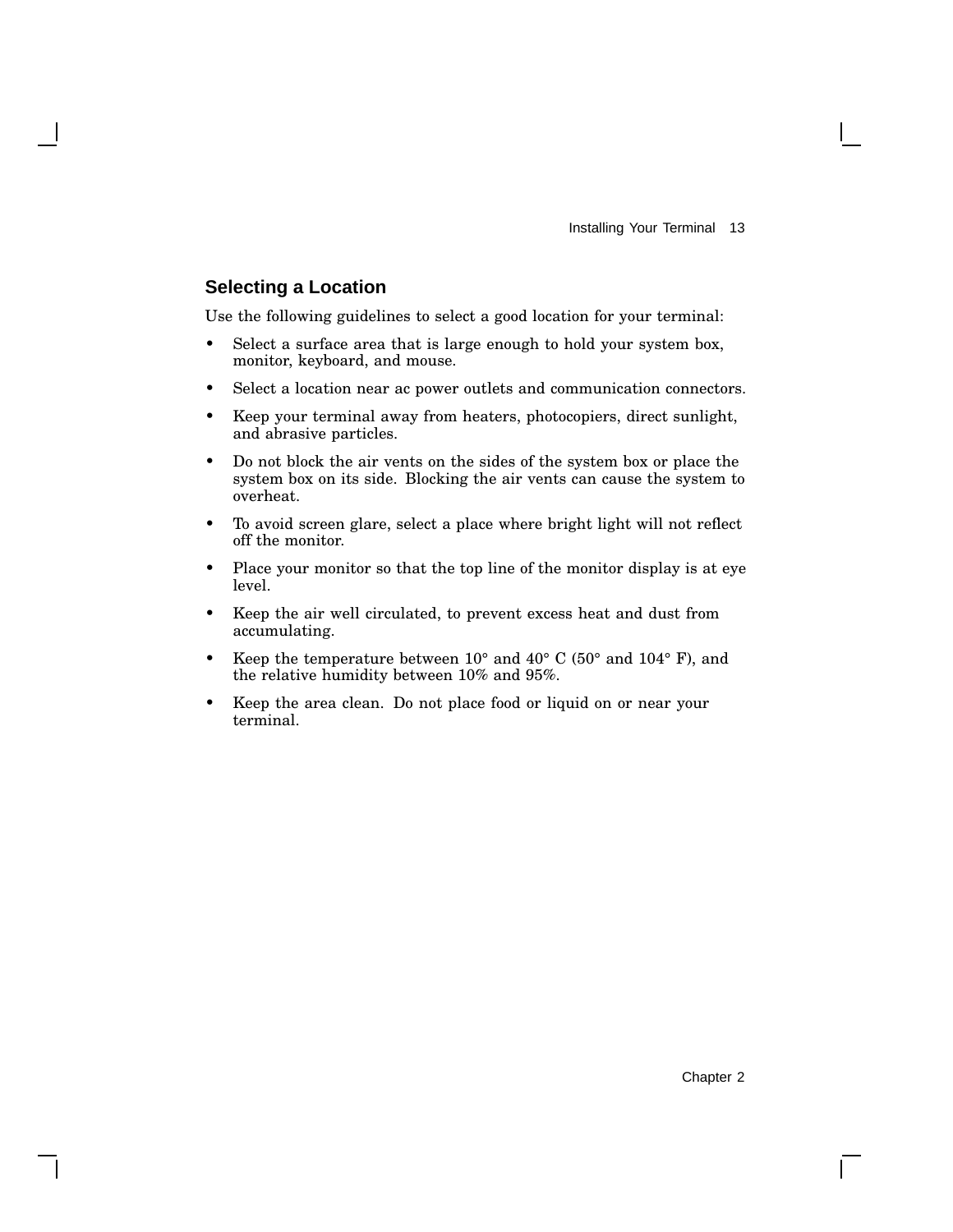## Selecting a Location

Use the following guidelines to select a good location for your terminal:

- Select a surface area that is large enough to hold your system box, monitor, keyboard, and mouse.
- Select a location near ac power outlets and communication connectors.
- Keep your terminal away from heaters, photocopiers, direct sunlight, and abrasive particles.
- Do not block the air vents on the sides of the system box or place the system box on its side. Blocking the air vents can cause the system to overheat.
- To avoid screen glare, select a place where bright light will not reflect off the monitor.
- Place your monitor so that the top line of the monitor display is at eye level.
- Keep the air well circulated, to prevent excess heat and dust from accumulating.
- Keep the temperature between 10° and 40° C (50° and 104° F), and the relative humidity between 10% and 95%.
- Keep the area clean. Do not place food or liquid on or near your terminal.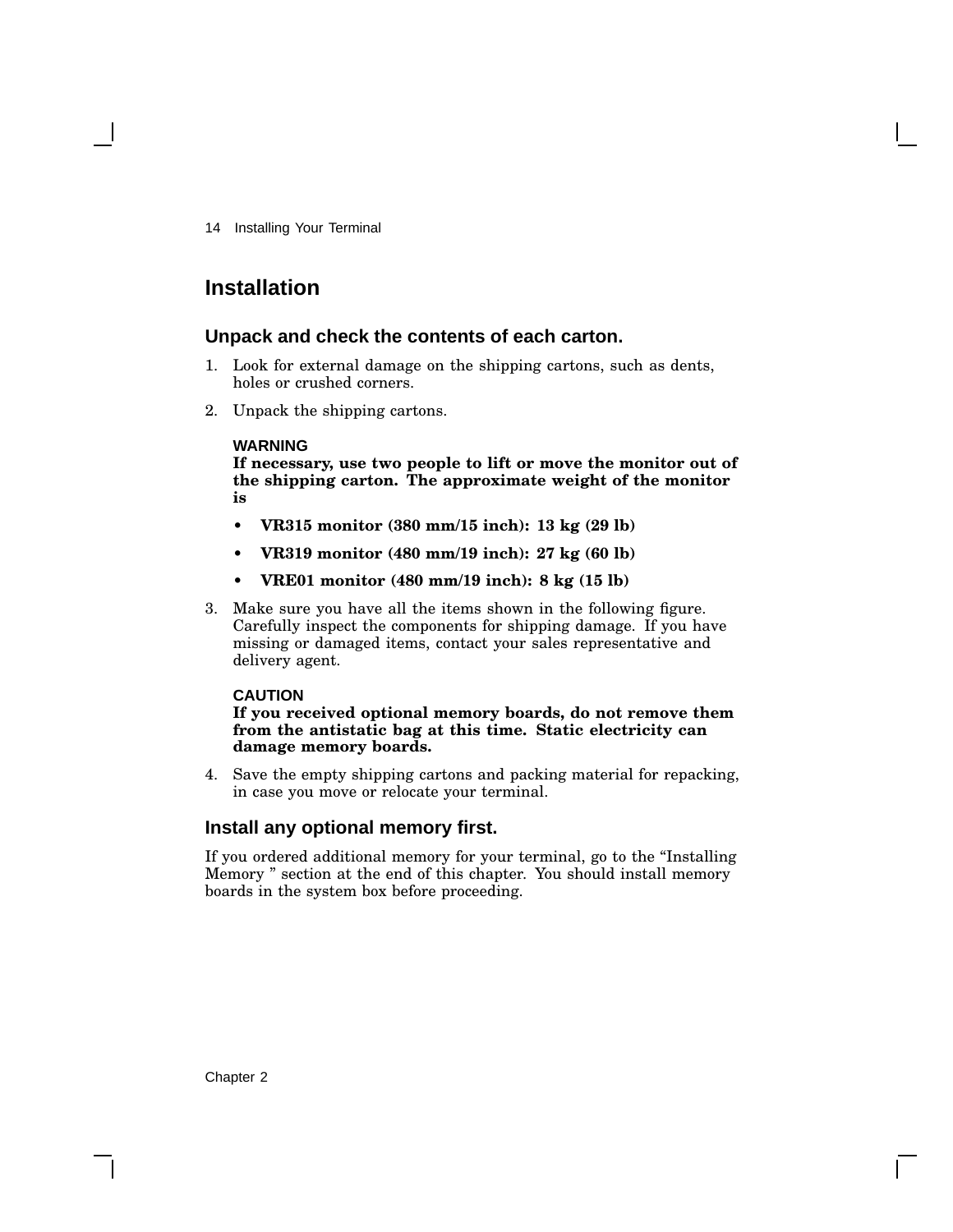## Installation

### Unpack and check the contents of each carton.

1. Look for external damage on the shipping cartons, such as dents, holes or crushed corners.
2. Unpack the shipping cartons.

   **WARNING**
   **If necessary, use two people to lift or move the monitor out of the shipping carton. The approximate weight of the monitor is**

   - **VR315 monitor (380 mm/15 inch): 13 kg (29 lb)**
   - **VR319 monitor (480 mm/19 inch): 27 kg (60 lb)**
   - **VRE01 monitor (480 mm/19 inch): 8 kg (15 lb)**

3. Make sure you have all the items shown in the following figure. Carefully inspect the components for shipping damage. If you have missing or damaged items, contact your sales representative and delivery agent.

   **CAUTION**
   **If you received optional memory boards, do not remove them from the antistatic bag at this time. Static electricity can damage memory boards.**

4. Save the empty shipping cartons and packing material for repacking, in case you move or relocate your terminal.

### Install any optional memory first.

If you ordered additional memory for your terminal, go to the "Installing Memory " section at the end of this chapter. You should install memory boards in the system box before proceeding.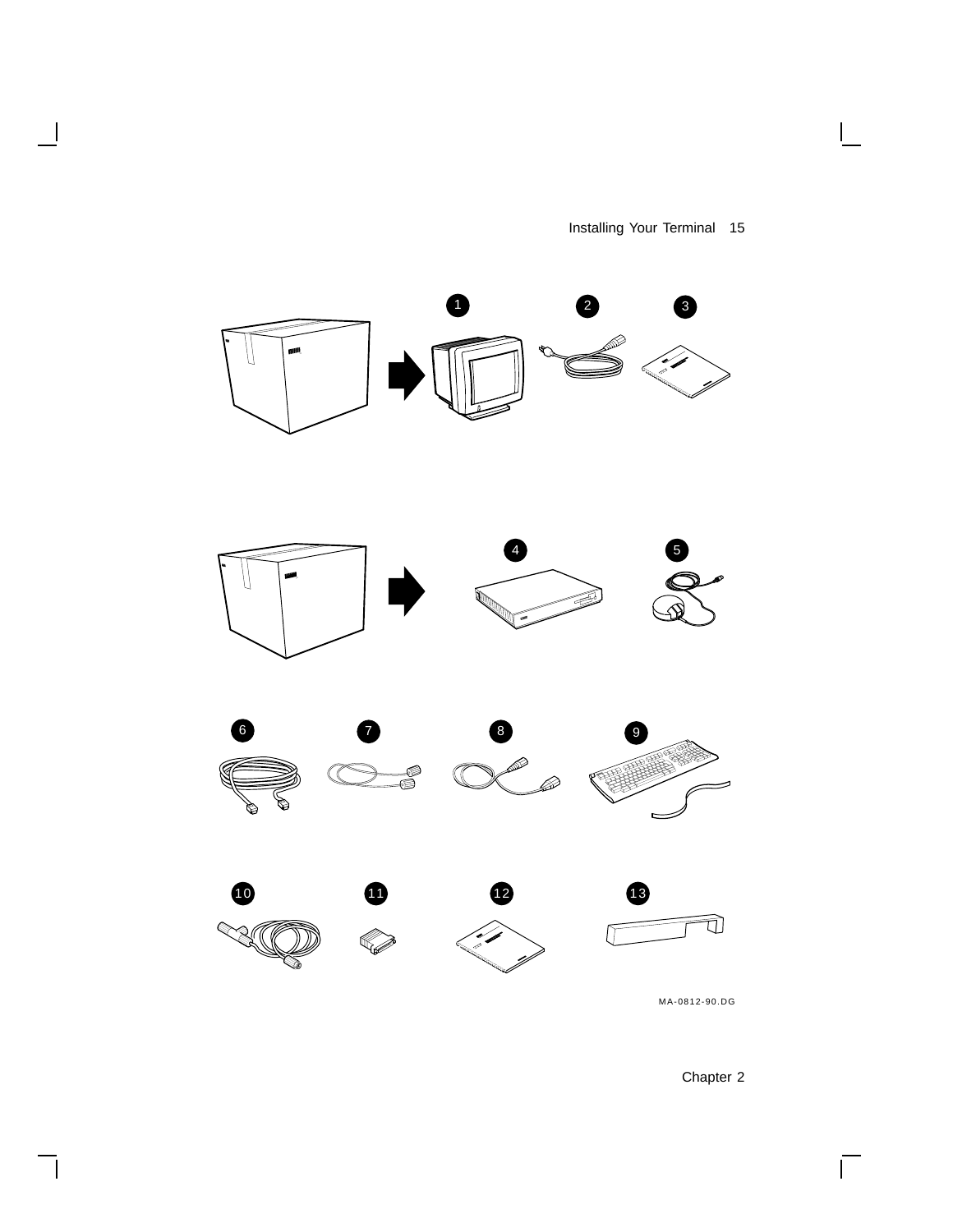1 2 3

4 5

6 7 8 9

10 11 12 13

MA-0812-90.DG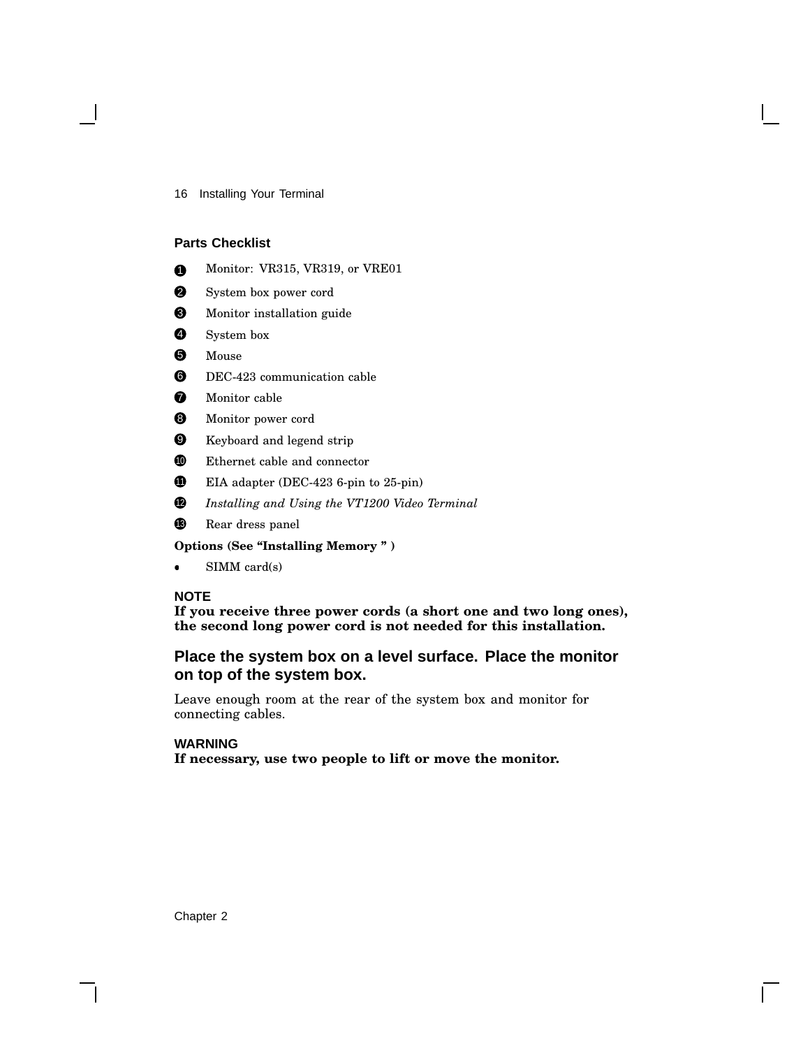## Parts Checklist

1. Monitor: VR315, VR319, or VRE01
2. System box power cord
3. Monitor installation guide
4. System box
5. Mouse
6. DEC-423 communication cable
7. Monitor cable
8. Monitor power cord
9. Keyboard and legend strip
10. Ethernet cable and connector
11. EIA adapter (DEC-423 6-pin to 25-pin)
12. *Installing and Using the VT1200 Video Terminal*
13. Rear dress panel

**Options (See "Installing Memory " )**

- SIMM card(s)

**NOTE**
**If you receive three power cords (a short one and two long ones), the second long power cord is not needed for this installation.**

### Place the system box on a level surface. Place the monitor on top of the system box.

Leave enough room at the rear of the system box and monitor for connecting cables.

**WARNING**
**If necessary, use two people to lift or move the monitor.**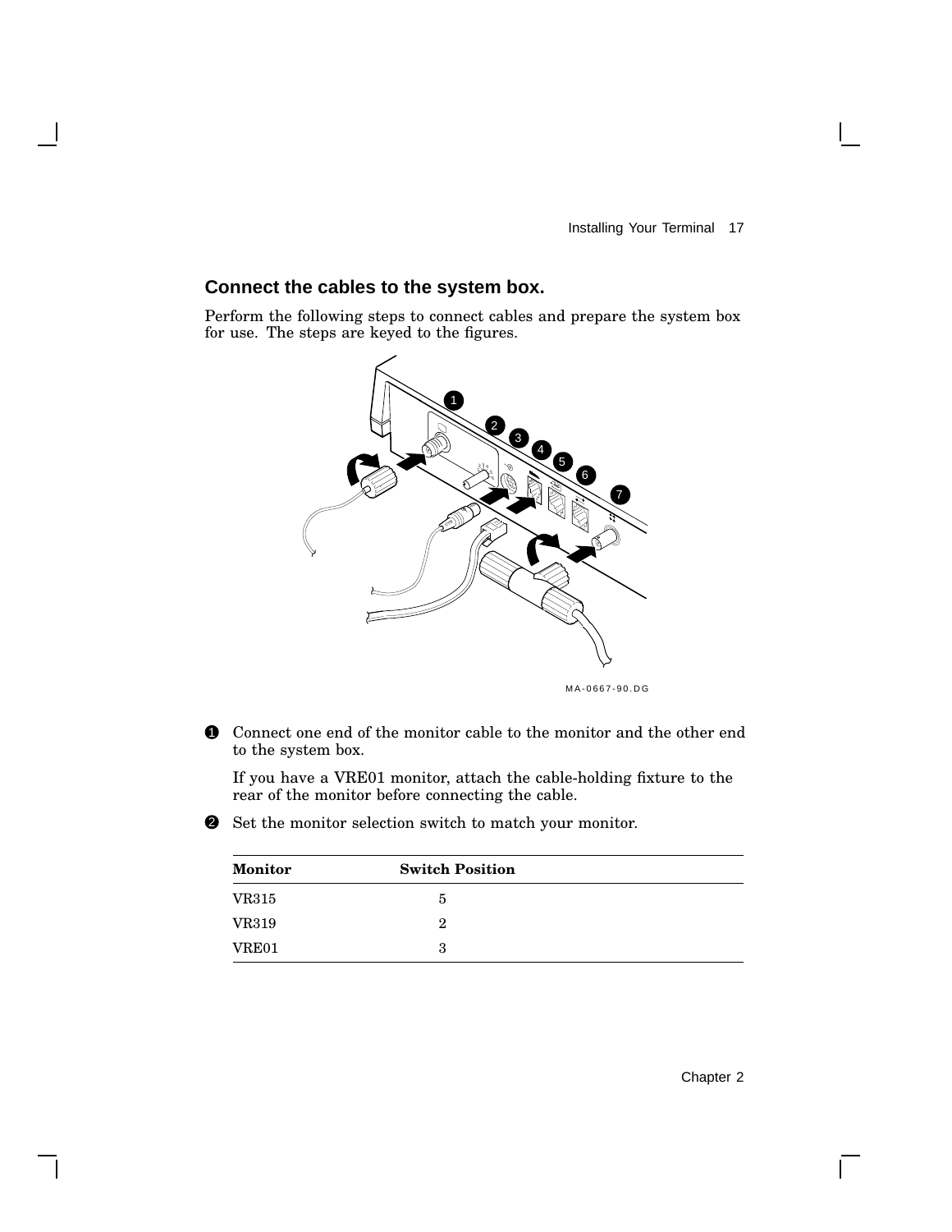## Connect the cables to the system box.

Perform the following steps to connect cables and prepare the system box for use. The steps are keyed to the figures.

MA-0667-90.DG

1. Connect one end of the monitor cable to the monitor and the other end to the system box.

   If you have a VRE01 monitor, attach the cable-holding fixture to the rear of the monitor before connecting the cable.

2. Set the monitor selection switch to match your monitor.

| Monitor | Switch Position |
|---|---|
| VR315 | 5 |
| VR319 | 2 |
| VRE01 | 3 |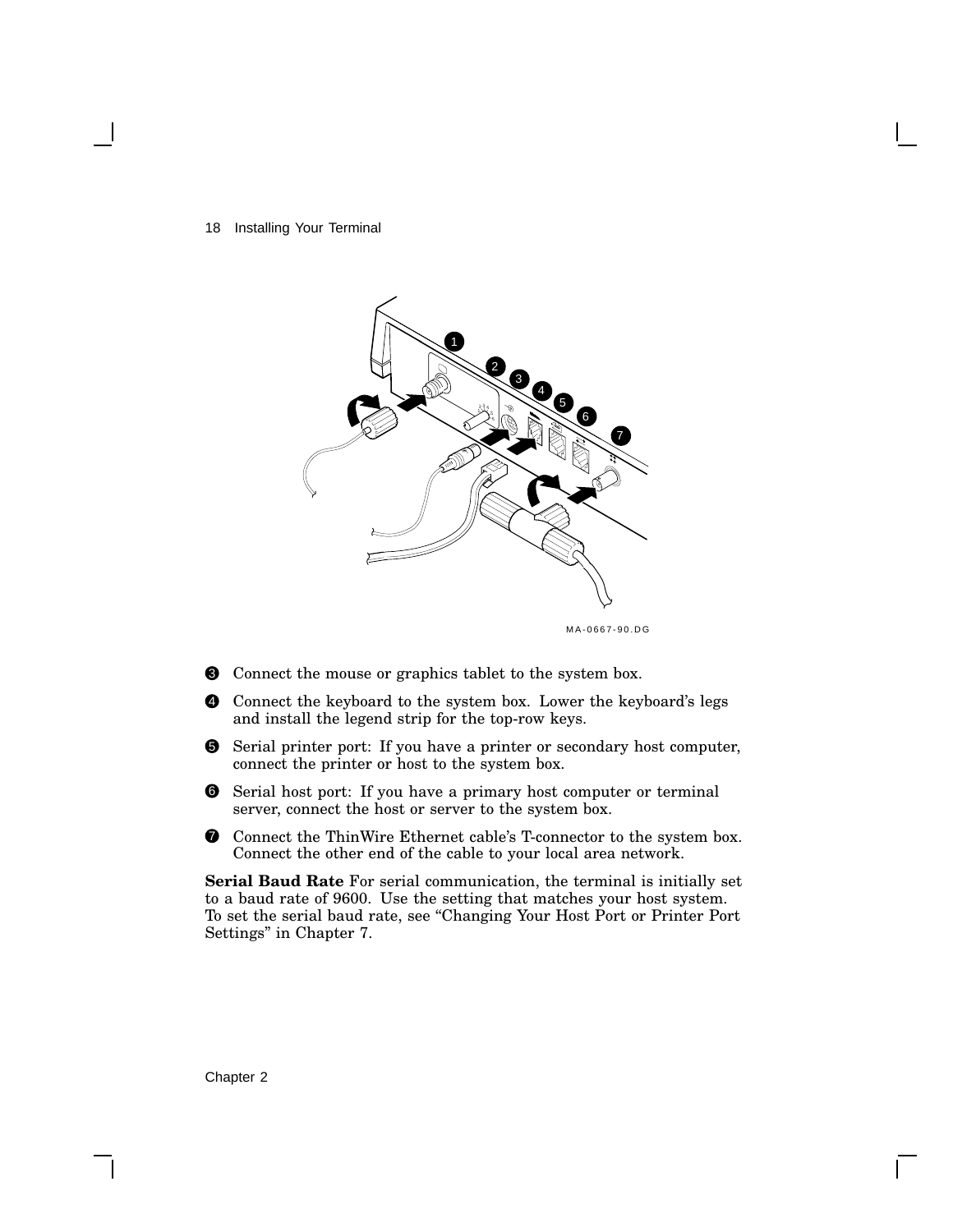MA-0667-90.DG

3. Connect the mouse or graphics tablet to the system box.
4. Connect the keyboard to the system box. Lower the keyboard's legs and install the legend strip for the top-row keys.
5. Serial printer port: If you have a printer or secondary host computer, connect the printer or host to the system box.
6. Serial host port: If you have a primary host computer or terminal server, connect the host or server to the system box.
7. Connect the ThinWire Ethernet cable's T-connector to the system box. Connect the other end of the cable to your local area network.

**Serial Baud Rate** For serial communication, the terminal is initially set to a baud rate of 9600. Use the setting that matches your host system. To set the serial baud rate, see "Changing Your Host Port or Printer Port Settings" in Chapter 7.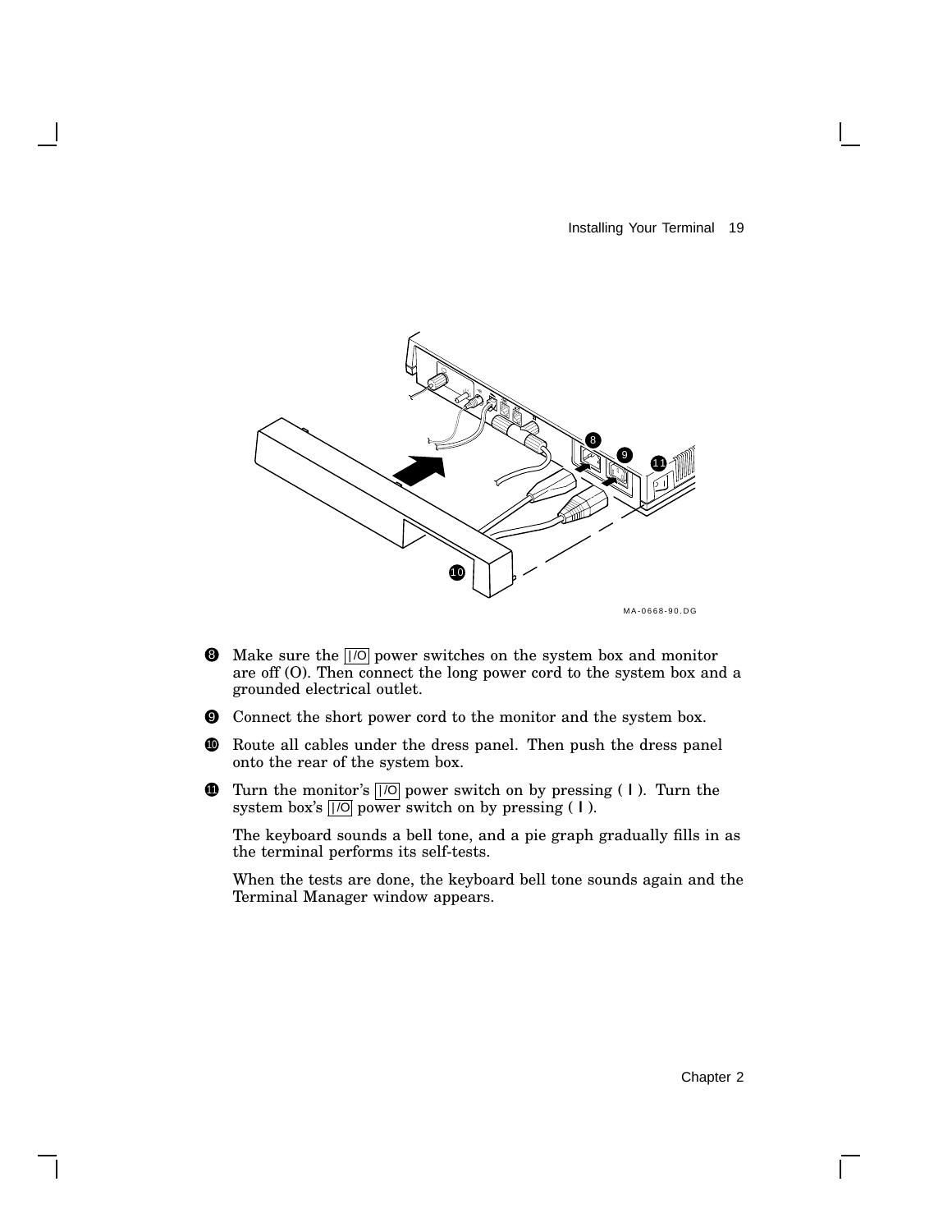MA-0668-90.DG

8. Make sure the |/O power switches on the system box and monitor are off (O). Then connect the long power cord to the system box and a grounded electrical outlet.

9. Connect the short power cord to the monitor and the system box.

10. Route all cables under the dress panel. Then push the dress panel onto the rear of the system box.

11. Turn the monitor's |/O power switch on by pressing ( | ). Turn the system box's |/O power switch on by pressing ( | ).

    The keyboard sounds a bell tone, and a pie graph gradually fills in as the terminal performs its self-tests.

    When the tests are done, the keyboard bell tone sounds again and the Terminal Manager window appears.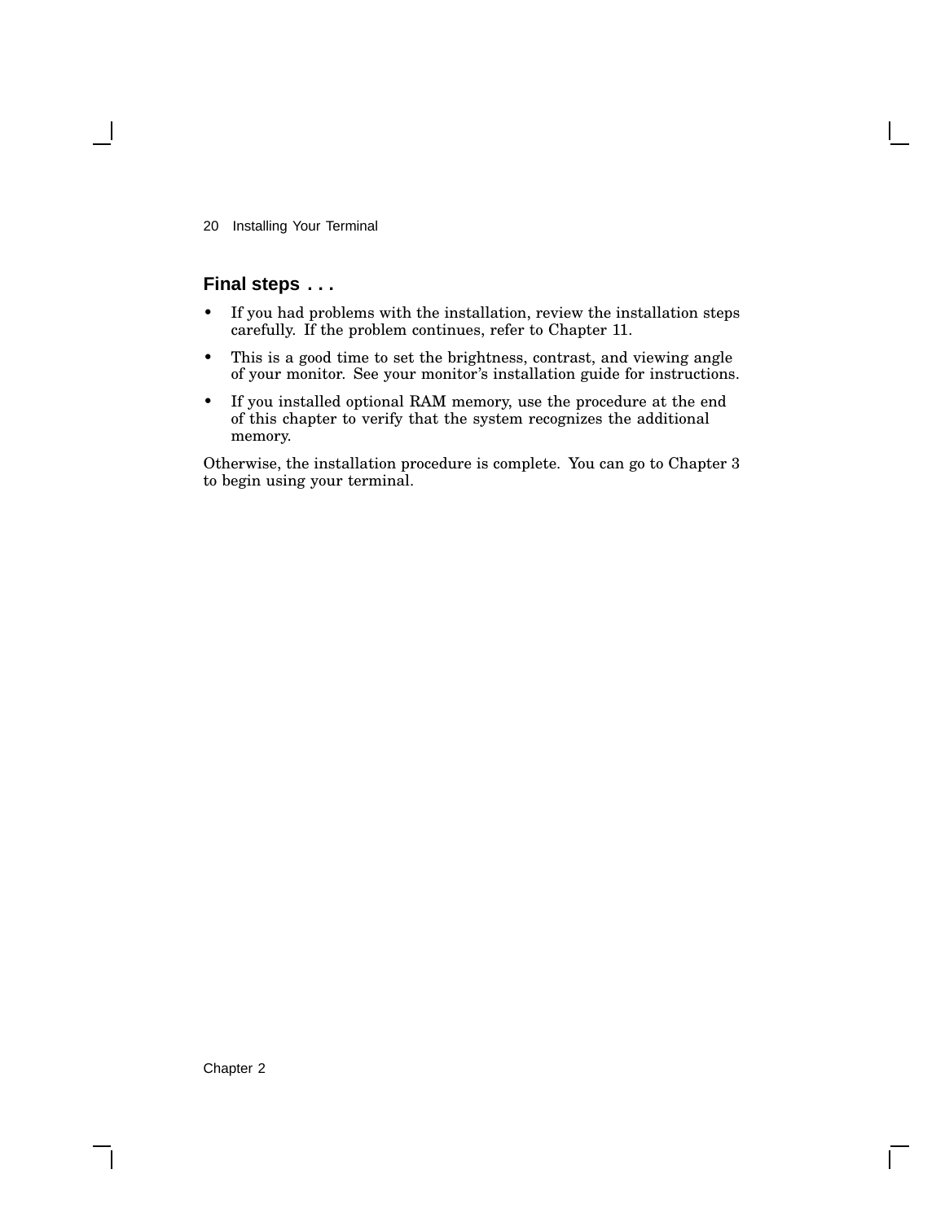## Final steps . . .

- If you had problems with the installation, review the installation steps carefully. If the problem continues, refer to Chapter 11.
- This is a good time to set the brightness, contrast, and viewing angle of your monitor. See your monitor's installation guide for instructions.
- If you installed optional RAM memory, use the procedure at the end of this chapter to verify that the system recognizes the additional memory.

Otherwise, the installation procedure is complete. You can go to Chapter 3 to begin using your terminal.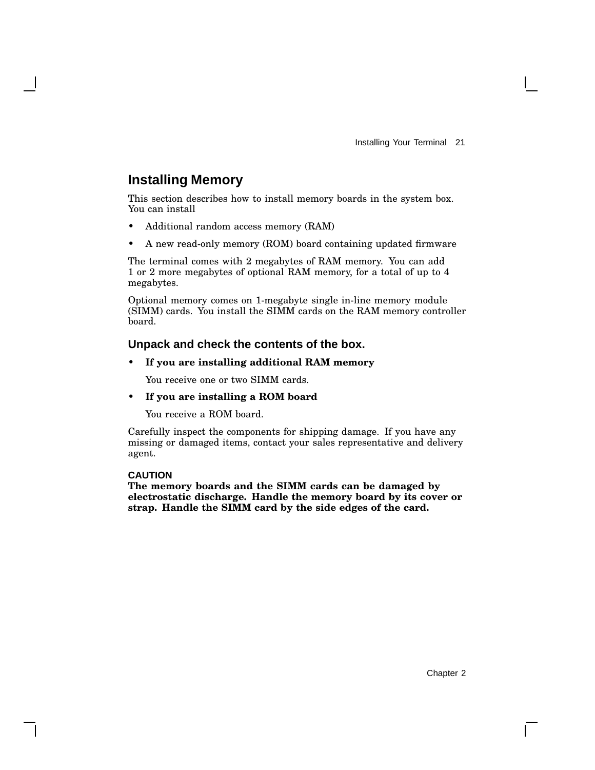## Installing Memory

This section describes how to install memory boards in the system box. You can install

- Additional random access memory (RAM)
- A new read-only memory (ROM) board containing updated firmware

The terminal comes with 2 megabytes of RAM memory. You can add 1 or 2 more megabytes of optional RAM memory, for a total of up to 4 megabytes.

Optional memory comes on 1-megabyte single in-line memory module (SIMM) cards. You install the SIMM cards on the RAM memory controller board.

### Unpack and check the contents of the box.

- **If you are installing additional RAM memory**

  You receive one or two SIMM cards.

- **If you are installing a ROM board**

  You receive a ROM board.

Carefully inspect the components for shipping damage. If you have any missing or damaged items, contact your sales representative and delivery agent.

**CAUTION**
**The memory boards and the SIMM cards can be damaged by electrostatic discharge. Handle the memory board by its cover or strap. Handle the SIMM card by the side edges of the card.**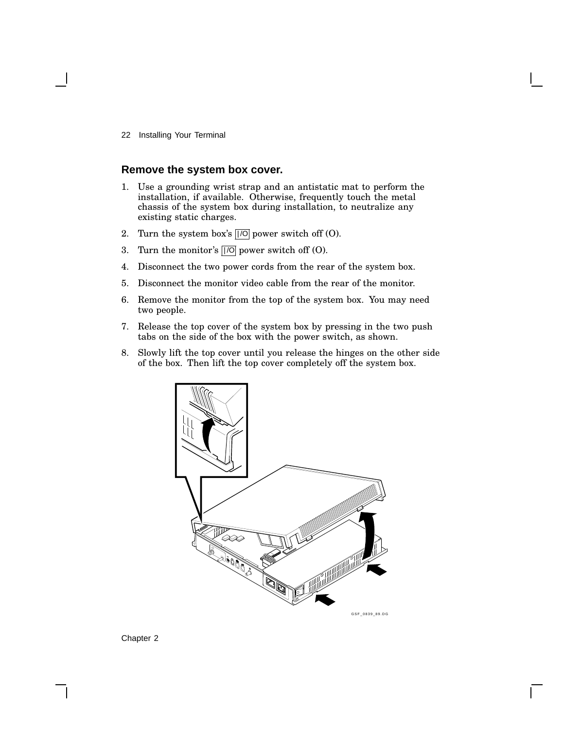## Remove the system box cover.

1. Use a grounding wrist strap and an antistatic mat to perform the installation, if available. Otherwise, frequently touch the metal chassis of the system box during installation, to neutralize any existing static charges.
2. Turn the system box's |/O power switch off (O).
3. Turn the monitor's |/O power switch off (O).
4. Disconnect the two power cords from the rear of the system box.
5. Disconnect the monitor video cable from the rear of the monitor.
6. Remove the monitor from the top of the system box. You may need two people.
7. Release the top cover of the system box by pressing in the two push tabs on the side of the box with the power switch, as shown.
8. Slowly lift the top cover until you release the hinges on the other side of the box. Then lift the top cover completely off the system box.

GSF_0839_89.DG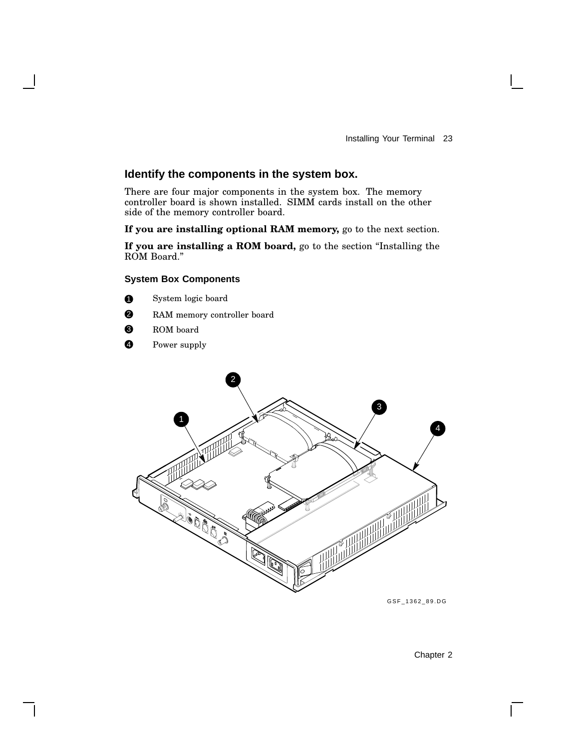## Identify the components in the system box.

There are four major components in the system box. The memory controller board is shown installed. SIMM cards install on the other side of the memory controller board.

**If you are installing optional RAM memory,** go to the next section.

**If you are installing a ROM board,** go to the section “Installing the ROM Board.”

### System Box Components

1. System logic board
2. RAM memory controller board
3. ROM board
4. Power supply

GSF_1362_89.DG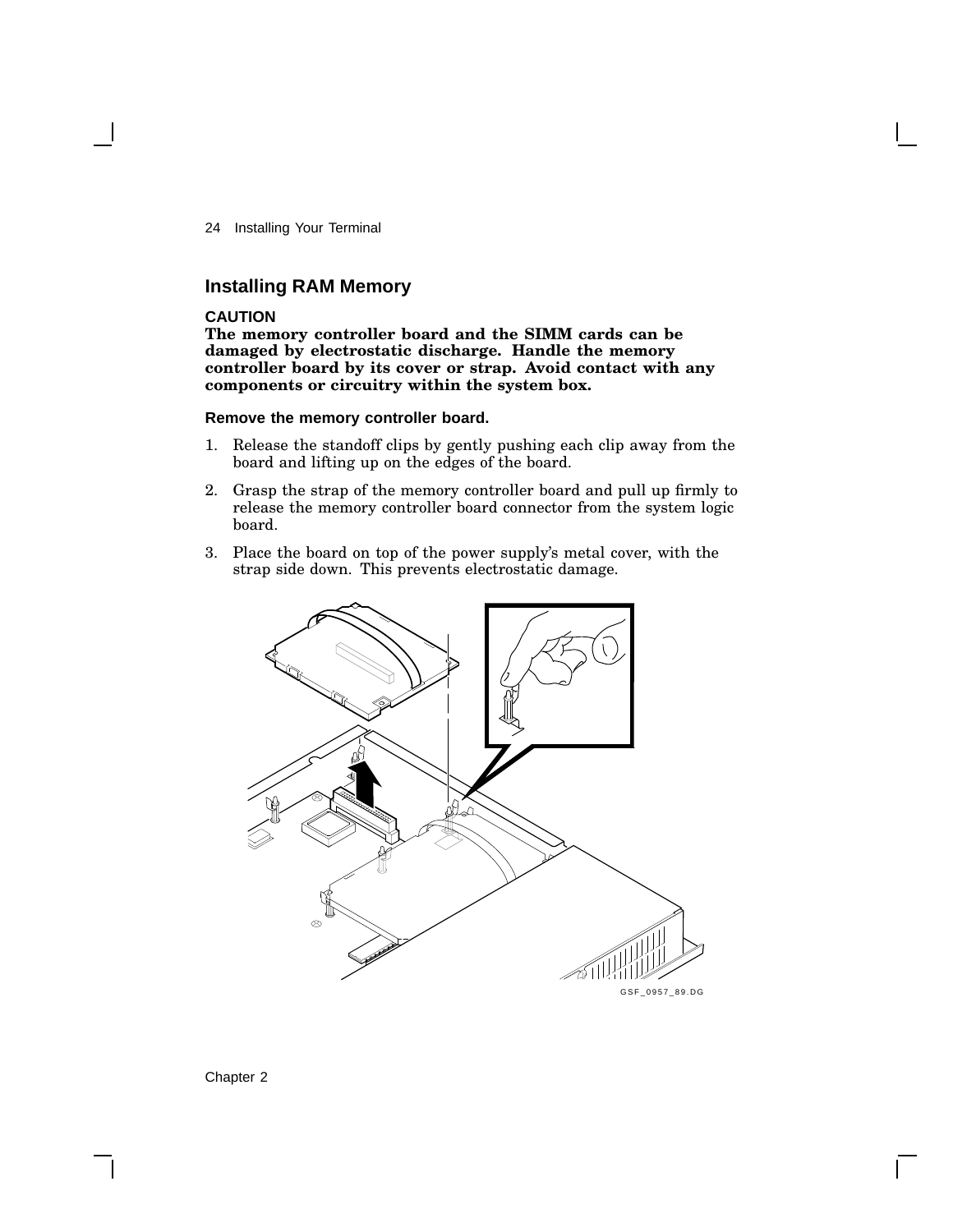## Installing RAM Memory

**CAUTION**
**The memory controller board and the SIMM cards can be damaged by electrostatic discharge. Handle the memory controller board by its cover or strap. Avoid contact with any components or circuitry within the system box.**

### Remove the memory controller board.

1. Release the standoff clips by gently pushing each clip away from the board and lifting up on the edges of the board.
2. Grasp the strap of the memory controller board and pull up firmly to release the memory controller board connector from the system logic board.
3. Place the board on top of the power supply's metal cover, with the strap side down. This prevents electrostatic damage.

GSF_0957_89.DG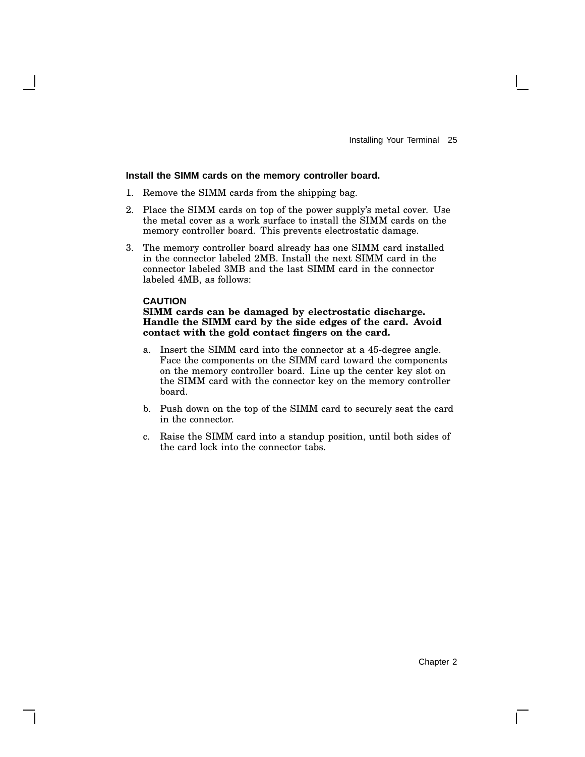**Install the SIMM cards on the memory controller board.**

1. Remove the SIMM cards from the shipping bag.
2. Place the SIMM cards on top of the power supply's metal cover. Use the metal cover as a work surface to install the SIMM cards on the memory controller board. This prevents electrostatic damage.
3. The memory controller board already has one SIMM card installed in the connector labeled 2MB. Install the next SIMM card in the connector labeled 3MB and the last SIMM card in the connector labeled 4MB, as follows:

   **CAUTION**
   **SIMM cards can be damaged by electrostatic discharge. Handle the SIMM card by the side edges of the card. Avoid contact with the gold contact fingers on the card.**

   a. Insert the SIMM card into the connector at a 45-degree angle. Face the components on the SIMM card toward the components on the memory controller board. Line up the center key slot on the SIMM card with the connector key on the memory controller board.

   b. Push down on the top of the SIMM card to securely seat the card in the connector.

   c. Raise the SIMM card into a standup position, until both sides of the card lock into the connector tabs.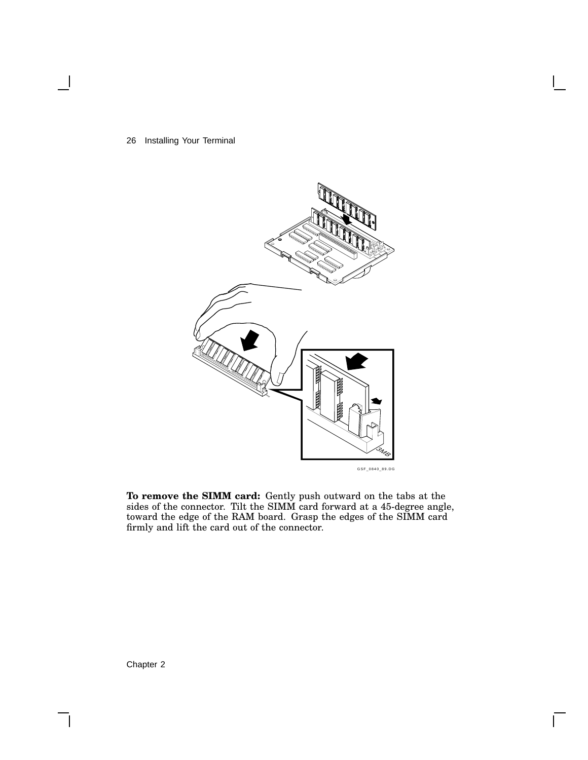**To remove the SIMM card:** Gently push outward on the tabs at the sides of the connector. Tilt the SIMM card forward at a 45-degree angle, toward the edge of the RAM board. Grasp the edges of the SIMM card firmly and lift the card out of the connector.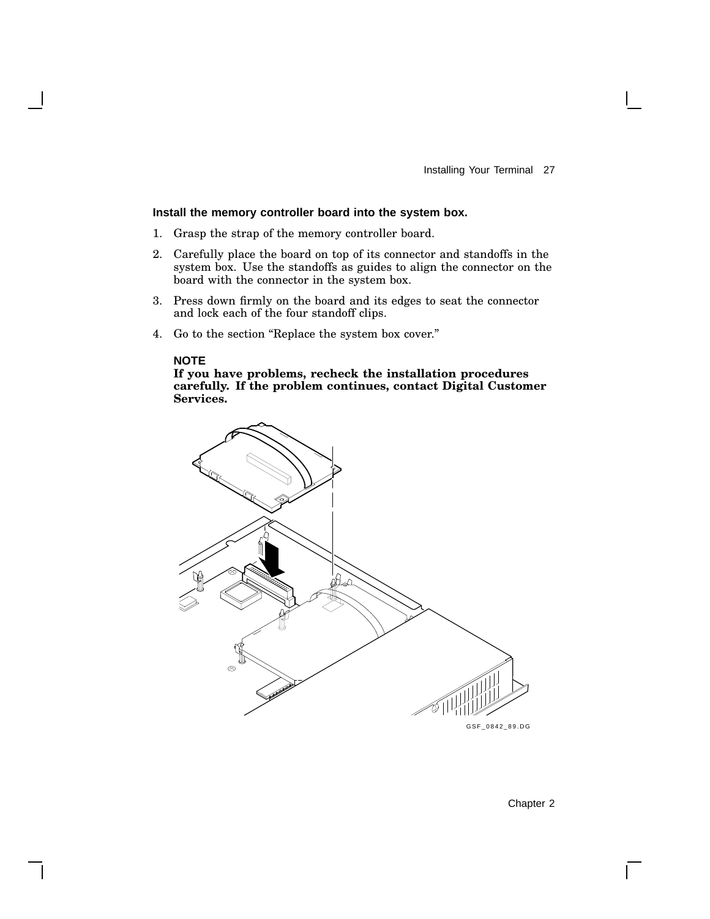**Install the memory controller board into the system box.**

1. Grasp the strap of the memory controller board.
2. Carefully place the board on top of its connector and standoffs in the system box. Use the standoffs as guides to align the connector on the board with the connector in the system box.
3. Press down firmly on the board and its edges to seat the connector and lock each of the four standoff clips.
4. Go to the section “Replace the system box cover.”

**NOTE**
**If you have problems, recheck the installation procedures carefully. If the problem continues, contact Digital Customer Services.**

GSF_0842_89.DG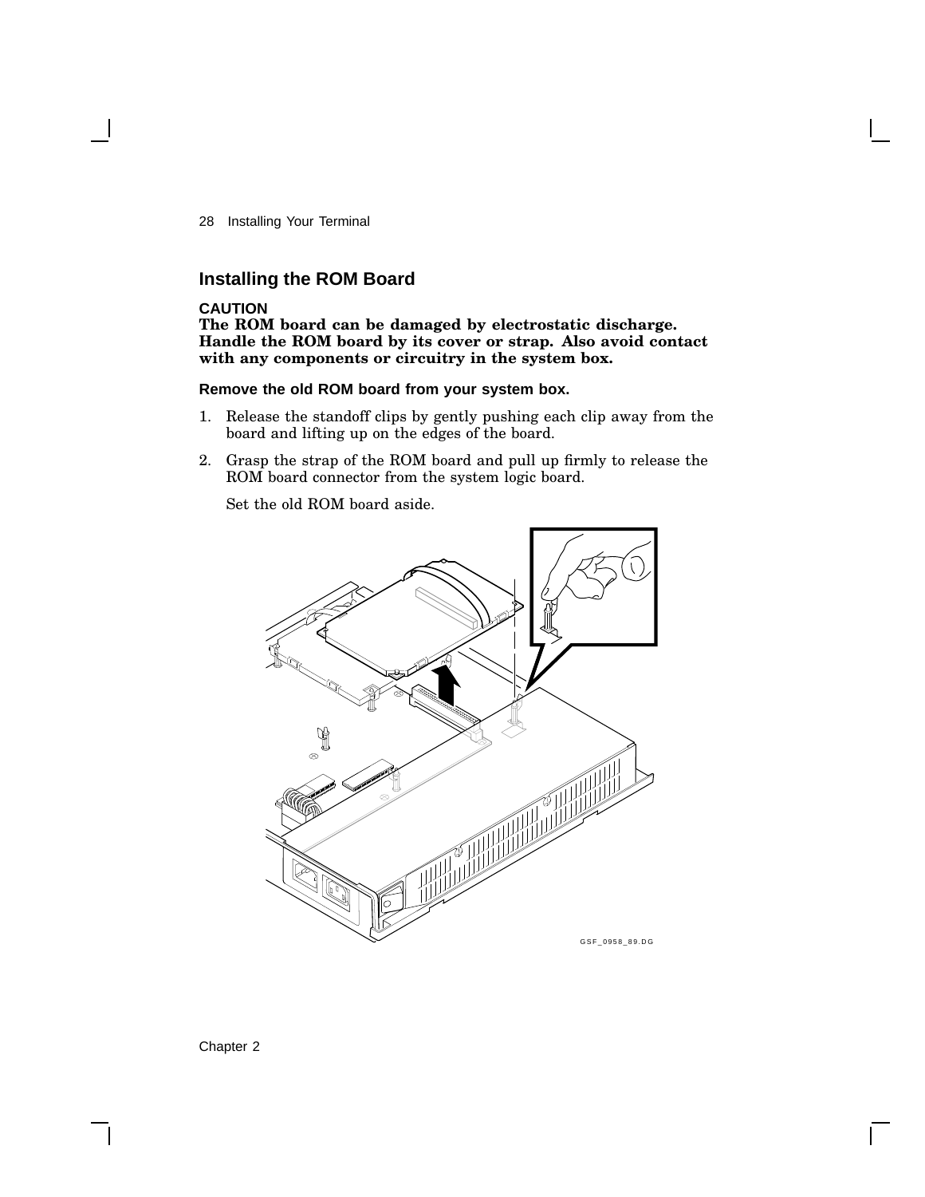## Installing the ROM Board

**CAUTION**
**The ROM board can be damaged by electrostatic discharge. Handle the ROM board by its cover or strap. Also avoid contact with any components or circuitry in the system box.**

**Remove the old ROM board from your system box.**

1. Release the standoff clips by gently pushing each clip away from the board and lifting up on the edges of the board.
2. Grasp the strap of the ROM board and pull up firmly to release the ROM board connector from the system logic board.

   Set the old ROM board aside.

GSF_0958_89.DG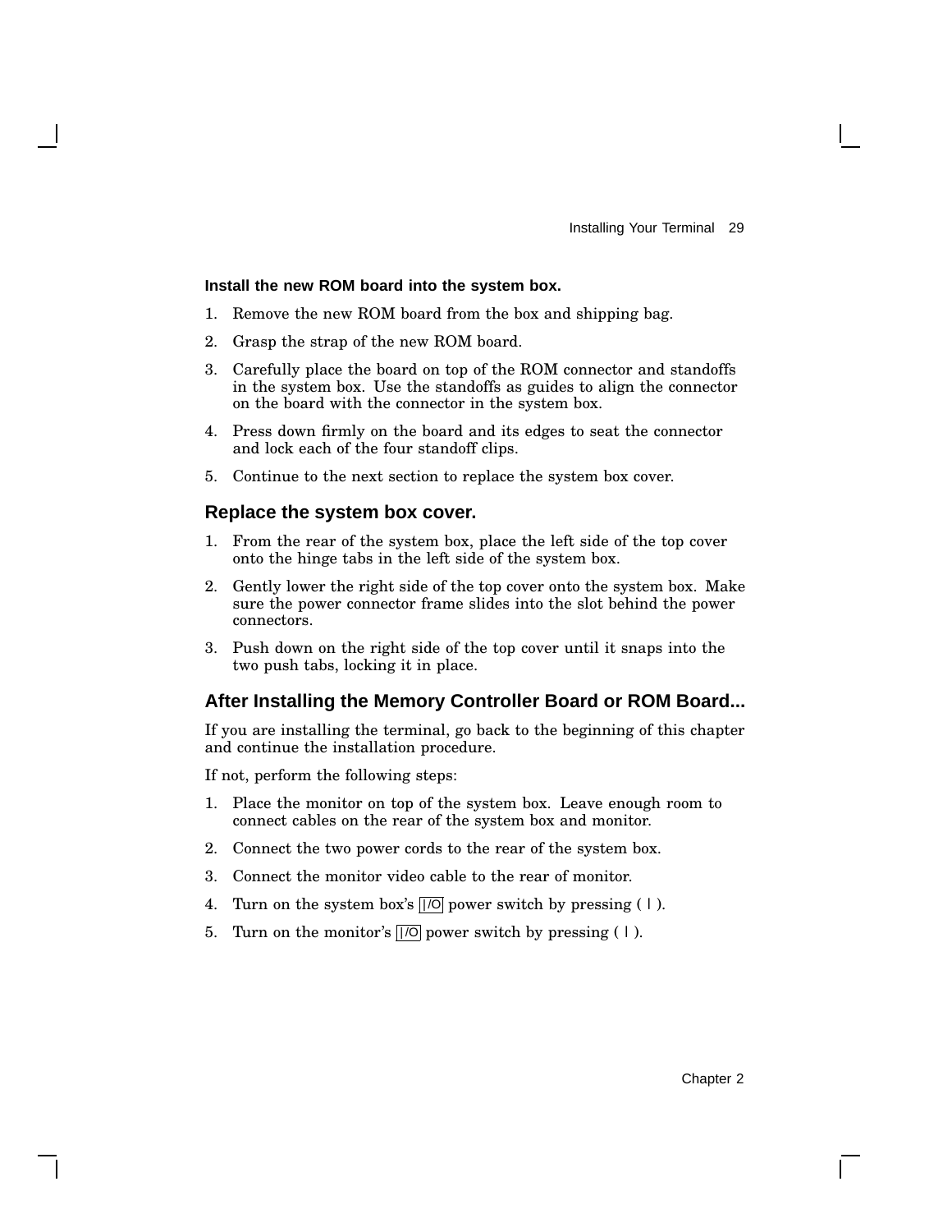**Install the new ROM board into the system box.**

1. Remove the new ROM board from the box and shipping bag.
2. Grasp the strap of the new ROM board.
3. Carefully place the board on top of the ROM connector and standoffs in the system box. Use the standoffs as guides to align the connector on the board with the connector in the system box.
4. Press down firmly on the board and its edges to seat the connector and lock each of the four standoff clips.
5. Continue to the next section to replace the system box cover.

## Replace the system box cover.

1. From the rear of the system box, place the left side of the top cover onto the hinge tabs in the left side of the system box.
2. Gently lower the right side of the top cover onto the system box. Make sure the power connector frame slides into the slot behind the power connectors.
3. Push down on the right side of the top cover until it snaps into the two push tabs, locking it in place.

## After Installing the Memory Controller Board or ROM Board...

If you are installing the terminal, go back to the beginning of this chapter and continue the installation procedure.

If not, perform the following steps:

1. Place the monitor on top of the system box. Leave enough room to connect cables on the rear of the system box and monitor.
2. Connect the two power cords to the rear of the system box.
3. Connect the monitor video cable to the rear of monitor.
4. Turn on the system box's |/O power switch by pressing ( | ).
5. Turn on the monitor's |/O power switch by pressing ( | ).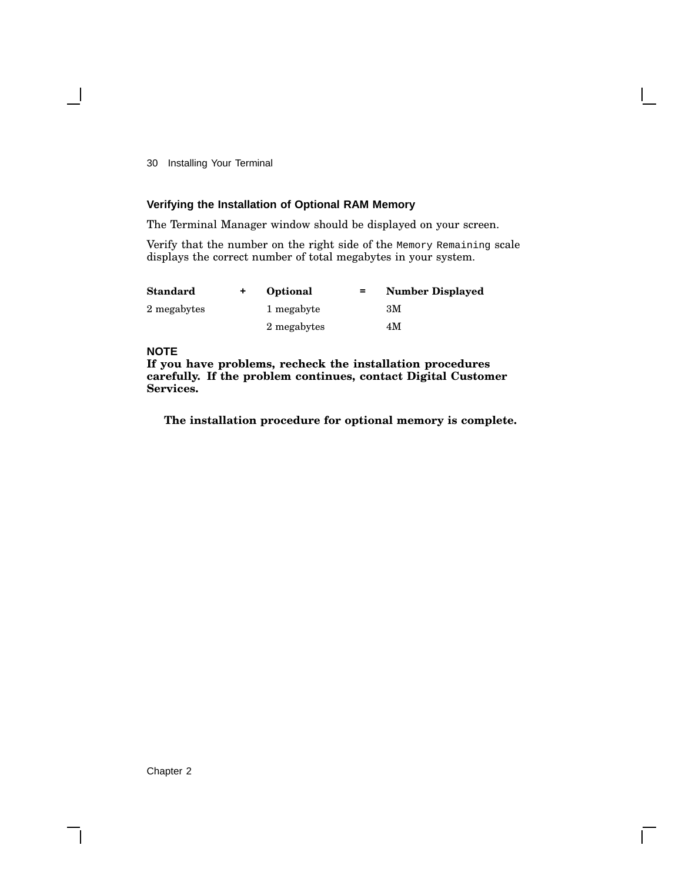### Verifying the Installation of Optional RAM Memory

The Terminal Manager window should be displayed on your screen.

Verify that the number on the right side of the `Memory Remaining` scale displays the correct number of total megabytes in your system.

| **Standard** | **+** | **Optional** | **=** | **Number Displayed** |
|---|---|---|---|---|
| 2 megabytes | | 1 megabyte | | 3M |
| | | 2 megabytes | | 4M |

**NOTE**

**If you have problems, recheck the installation procedures carefully. If the problem continues, contact Digital Customer Services.**

**The installation procedure for optional memory is complete.**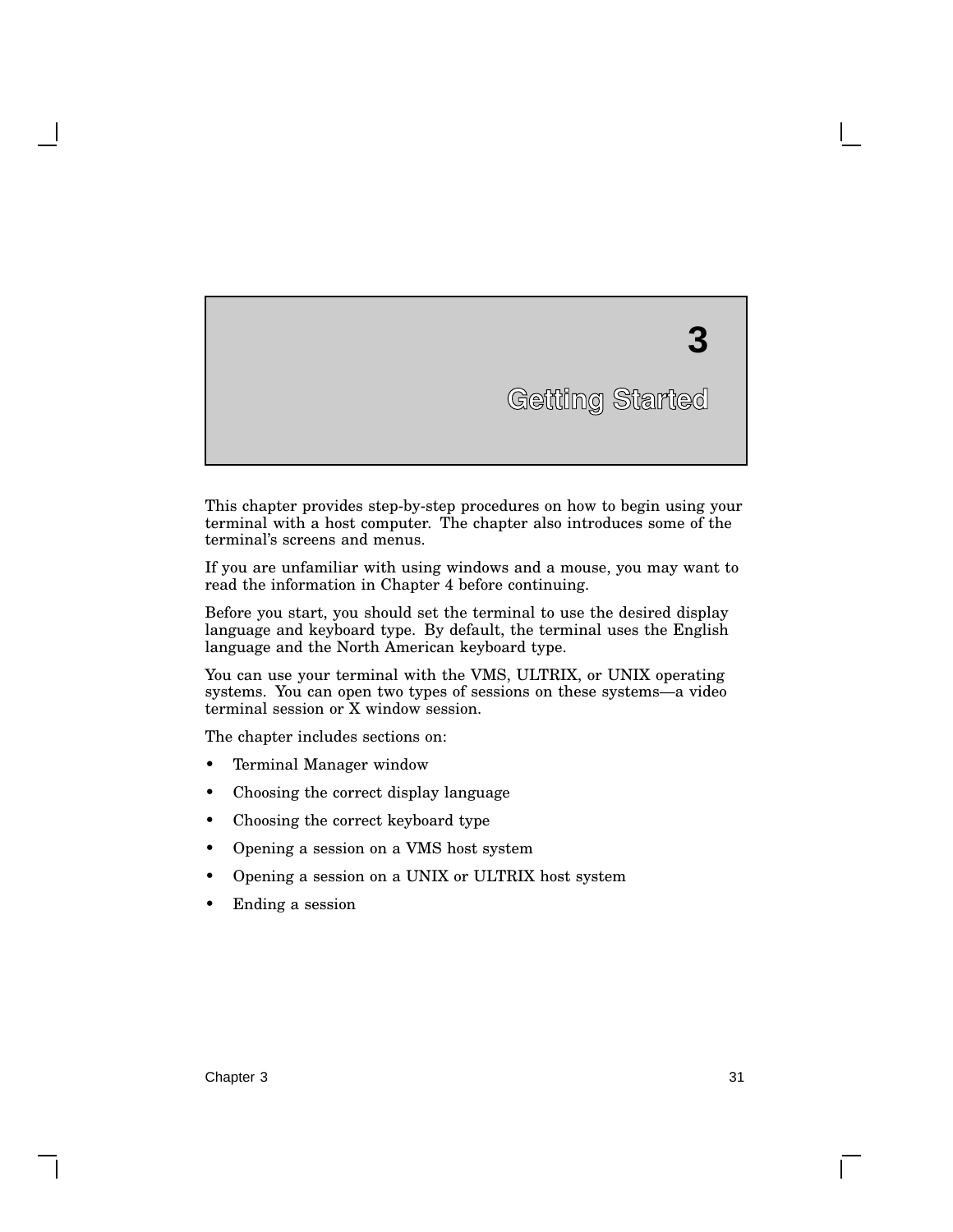# 3

# Getting Started

This chapter provides step-by-step procedures on how to begin using your terminal with a host computer. The chapter also introduces some of the terminal's screens and menus.

If you are unfamiliar with using windows and a mouse, you may want to read the information in Chapter 4 before continuing.

Before you start, you should set the terminal to use the desired display language and keyboard type. By default, the terminal uses the English language and the North American keyboard type.

You can use your terminal with the VMS, ULTRIX, or UNIX operating systems. You can open two types of sessions on these systems—a video terminal session or X window session.

The chapter includes sections on:

- Terminal Manager window
- Choosing the correct display language
- Choosing the correct keyboard type
- Opening a session on a VMS host system
- Opening a session on a UNIX or ULTRIX host system
- Ending a session